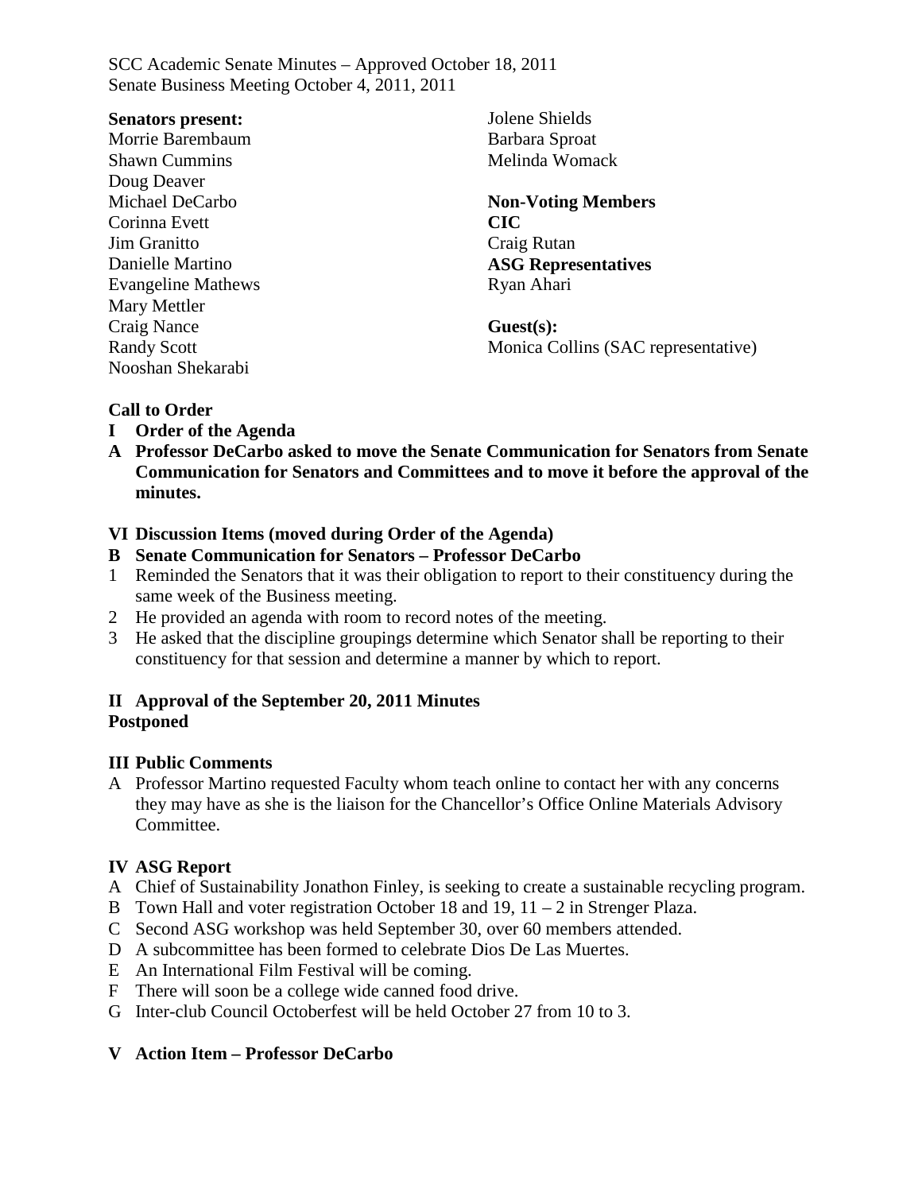SCC Academic Senate Minutes – Approved October 18, 2011
Senate Business Meeting October 4, 2011, 2011

**Senators present:**
Morrie Barembaum
Shawn Cummins
Doug Deaver
Michael DeCarbo
Corinna Evett
Jim Granitto
Danielle Martino
Evangeline Mathews
Mary Mettler
Craig Nance
Randy Scott
Nooshan Shekarabi
Jolene Shields
Barbara Sproat
Melinda Womack

**Non-Voting Members**
**CIC**
Craig Rutan
**ASG Representatives**
Ryan Ahari

**Guest(s):**
Monica Collins (SAC representative)

**Call to Order**

**I Order of the Agenda**

**A Professor DeCarbo asked to move the Senate Communication for Senators from Senate Communication for Senators and Committees and to move it before the approval of the minutes.**

**VI Discussion Items (moved during Order of the Agenda)**

**B Senate Communication for Senators – Professor DeCarbo**

1. Reminded the Senators that it was their obligation to report to their constituency during the same week of the Business meeting.
2. He provided an agenda with room to record notes of the meeting.
3. He asked that the discipline groupings determine which Senator shall be reporting to their constituency for that session and determine a manner by which to report.

**II Approval of the September 20, 2011 Minutes**
**Postponed**

**III Public Comments**

A Professor Martino requested Faculty whom teach online to contact her with any concerns they may have as she is the liaison for the Chancellor's Office Online Materials Advisory Committee.

**IV ASG Report**

A Chief of Sustainability Jonathon Finley, is seeking to create a sustainable recycling program.
B Town Hall and voter registration October 18 and 19, 11 – 2 in Strenger Plaza.
C Second ASG workshop was held September 30, over 60 members attended.
D A subcommittee has been formed to celebrate Dios De Las Muertes.
E An International Film Festival will be coming.
F There will soon be a college wide canned food drive.
G Inter-club Council Octoberfest will be held October 27 from 10 to 3.

**V Action Item – Professor DeCarbo**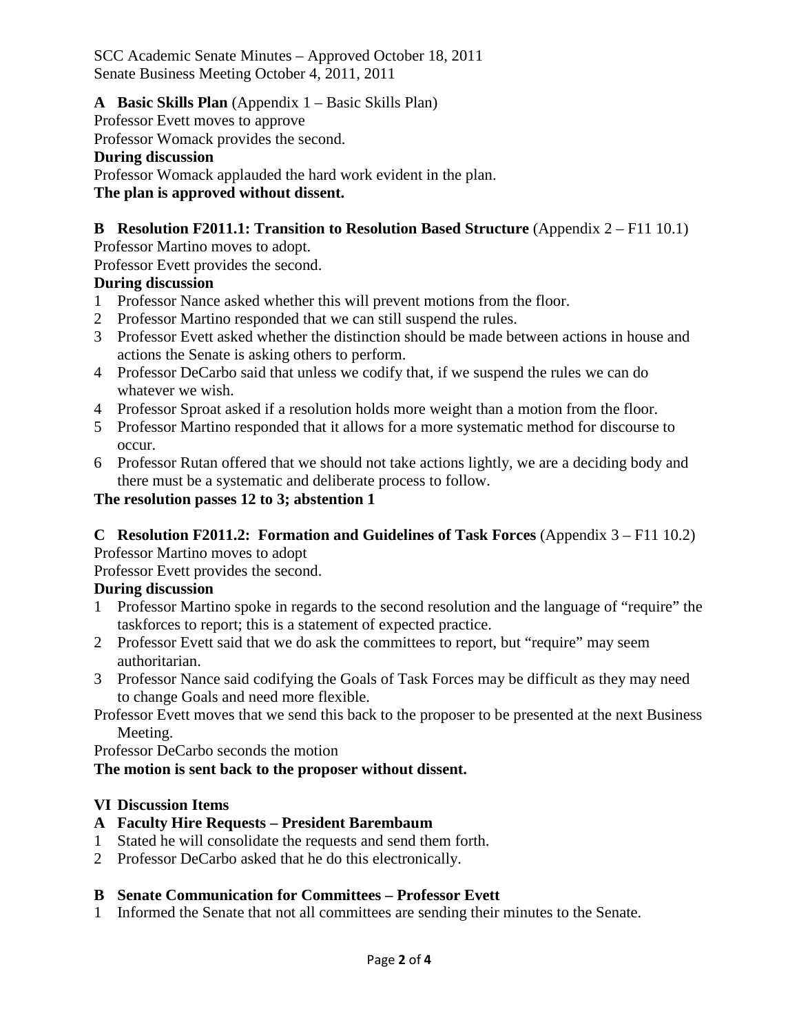**A Basic Skills Plan** (Appendix 1 – Basic Skills Plan)

Professor Evett moves to approve

Professor Womack provides the second.

**During discussion**

Professor Womack applauded the hard work evident in the plan.

**The plan is approved without dissent.**

**B Resolution F2011.1: Transition to Resolution Based Structure** (Appendix 2 – F11 10.1)

Professor Martino moves to adopt.

Professor Evett provides the second.

**During discussion**

1 Professor Nance asked whether this will prevent motions from the floor.
2 Professor Martino responded that we can still suspend the rules.
3 Professor Evett asked whether the distinction should be made between actions in house and actions the Senate is asking others to perform.
4 Professor DeCarbo said that unless we codify that, if we suspend the rules we can do whatever we wish.
4 Professor Sproat asked if a resolution holds more weight than a motion from the floor.
5 Professor Martino responded that it allows for a more systematic method for discourse to occur.
6 Professor Rutan offered that we should not take actions lightly, we are a deciding body and there must be a systematic and deliberate process to follow.

**The resolution passes 12 to 3; abstention 1**

**C Resolution F2011.2: Formation and Guidelines of Task Forces** (Appendix 3 – F11 10.2)

Professor Martino moves to adopt

Professor Evett provides the second.

**During discussion**

1 Professor Martino spoke in regards to the second resolution and the language of "require" the taskforces to report; this is a statement of expected practice.
2 Professor Evett said that we do ask the committees to report, but "require" may seem authoritarian.
3 Professor Nance said codifying the Goals of Task Forces may be difficult as they may need to change Goals and need more flexible.

Professor Evett moves that we send this back to the proposer to be presented at the next Business Meeting.

Professor DeCarbo seconds the motion

**The motion is sent back to the proposer without dissent.**

**VI Discussion Items**

**A Faculty Hire Requests – President Barembaum**

1 Stated he will consolidate the requests and send them forth.
2 Professor DeCarbo asked that he do this electronically.

**B Senate Communication for Committees – Professor Evett**

1 Informed the Senate that not all committees are sending their minutes to the Senate.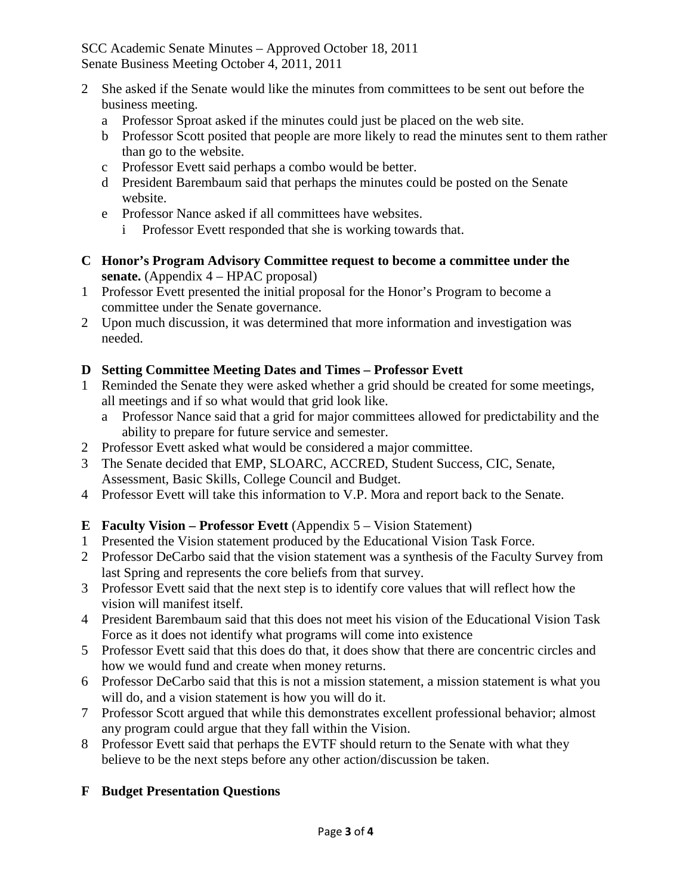2 She asked if the Senate would like the minutes from committees to be sent out before the business meeting.
   a Professor Sproat asked if the minutes could just be placed on the web site.
   b Professor Scott posited that people are more likely to read the minutes sent to them rather than go to the website.
   c Professor Evett said perhaps a combo would be better.
   d President Barembaum said that perhaps the minutes could be posted on the Senate website.
   e Professor Nance asked if all committees have websites.
      i Professor Evett responded that she is working towards that.

**C Honor's Program Advisory Committee request to become a committee under the senate.** (Appendix 4 – HPAC proposal)

1 Professor Evett presented the initial proposal for the Honor's Program to become a committee under the Senate governance.
2 Upon much discussion, it was determined that more information and investigation was needed.

**D Setting Committee Meeting Dates and Times – Professor Evett**

1 Reminded the Senate they were asked whether a grid should be created for some meetings, all meetings and if so what would that grid look like.
   a Professor Nance said that a grid for major committees allowed for predictability and the ability to prepare for future service and semester.
2 Professor Evett asked what would be considered a major committee.
3 The Senate decided that EMP, SLOARC, ACCRED, Student Success, CIC, Senate, Assessment, Basic Skills, College Council and Budget.
4 Professor Evett will take this information to V.P. Mora and report back to the Senate.

**E Faculty Vision – Professor Evett** (Appendix 5 – Vision Statement)

1 Presented the Vision statement produced by the Educational Vision Task Force.
2 Professor DeCarbo said that the vision statement was a synthesis of the Faculty Survey from last Spring and represents the core beliefs from that survey.
3 Professor Evett said that the next step is to identify core values that will reflect how the vision will manifest itself.
4 President Barembaum said that this does not meet his vision of the Educational Vision Task Force as it does not identify what programs will come into existence
5 Professor Evett said that this does do that, it does show that there are concentric circles and how we would fund and create when money returns.
6 Professor DeCarbo said that this is not a mission statement, a mission statement is what you will do, and a vision statement is how you will do it.
7 Professor Scott argued that while this demonstrates excellent professional behavior; almost any program could argue that they fall within the Vision.
8 Professor Evett said that perhaps the EVTF should return to the Senate with what they believe to be the next steps before any other action/discussion be taken.

**F Budget Presentation Questions**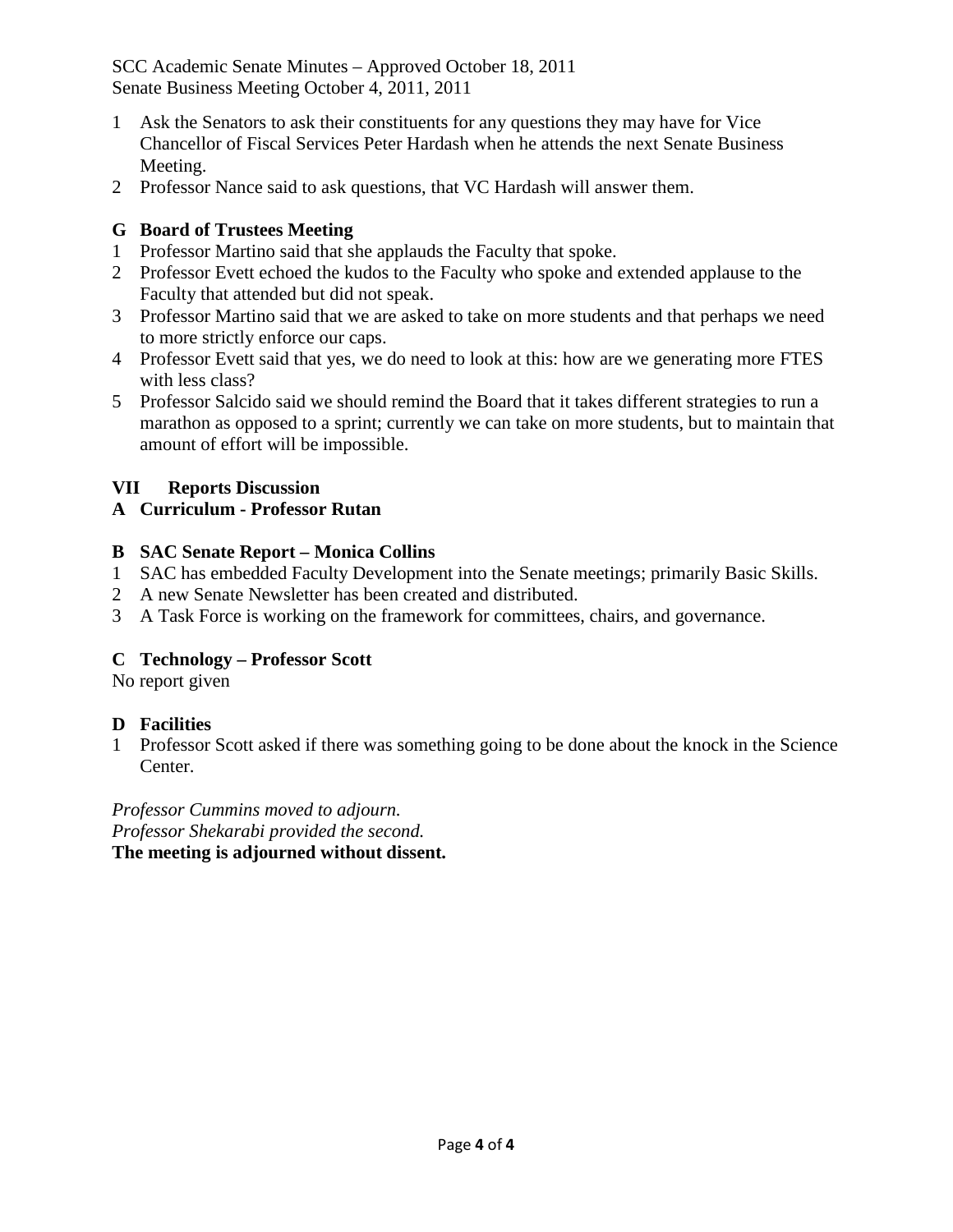1 Ask the Senators to ask their constituents for any questions they may have for Vice Chancellor of Fiscal Services Peter Hardash when he attends the next Senate Business Meeting.
2 Professor Nance said to ask questions, that VC Hardash will answer them.

### G Board of Trustees Meeting

1 Professor Martino said that she applauds the Faculty that spoke.
2 Professor Evett echoed the kudos to the Faculty who spoke and extended applause to the Faculty that attended but did not speak.
3 Professor Martino said that we are asked to take on more students and that perhaps we need to more strictly enforce our caps.
4 Professor Evett said that yes, we do need to look at this: how are we generating more FTES with less class?
5 Professor Salcido said we should remind the Board that it takes different strategies to run a marathon as opposed to a sprint; currently we can take on more students, but to maintain that amount of effort will be impossible.

## VII Reports Discussion

### A Curriculum - Professor Rutan

### B SAC Senate Report – Monica Collins

1 SAC has embedded Faculty Development into the Senate meetings; primarily Basic Skills.
2 A new Senate Newsletter has been created and distributed.
3 A Task Force is working on the framework for committees, chairs, and governance.

### C Technology – Professor Scott

No report given

### D Facilities

1 Professor Scott asked if there was something going to be done about the knock in the Science Center.

*Professor Cummins moved to adjourn.*
*Professor Shekarabi provided the second.*
**The meeting is adjourned without dissent.**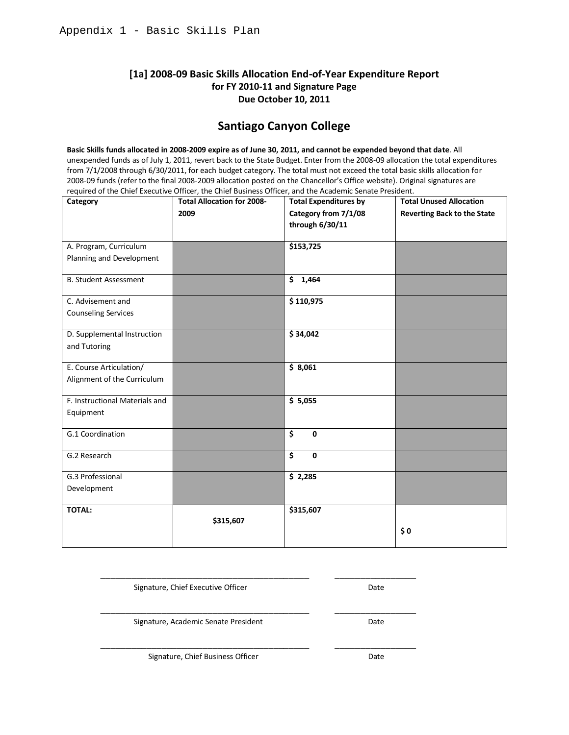Appendix 1 - Basic Skills Plan

## [1a] 2008-09 Basic Skills Allocation End-of-Year Expenditure Report for FY 2010-11 and Signature Page Due October 10, 2011

# Santiago Canyon College

**Basic Skills funds allocated in 2008-2009 expire as of June 30, 2011, and cannot be expended beyond that date**. All unexpended funds as of July 1, 2011, revert back to the State Budget. Enter from the 2008-09 allocation the total expenditures from 7/1/2008 through 6/30/2011, for each budget category. The total must not exceed the total basic skills allocation for 2008-09 funds (refer to the final 2008-2009 allocation posted on the Chancellor's Office website). Original signatures are required of the Chief Executive Officer, the Chief Business Officer, and the Academic Senate President.

| Category | Total Allocation for 2008-2009 | Total Expenditures by Category from 7/1/08 through 6/30/11 | Total Unused Allocation Reverting Back to the State |
|---|---|---|---|
| A. Program, Curriculum Planning and Development | | $153,725 | |
| B. Student Assessment | | $ 1,464 | |
| C. Advisement and Counseling Services | | $ 110,975 | |
| D. Supplemental Instruction and Tutoring | | $ 34,042 | |
| E. Course Articulation/ Alignment of the Curriculum | | $ 8,061 | |
| F. Instructional Materials and Equipment | | $ 5,055 | |
| G.1 Coordination | | $ 0 | |
| G.2 Research | | $ 0 | |
| G.3 Professional Development | | $ 2,285 | |
| **TOTAL:** | **$315,607** | **$315,607** | **$ 0** |

\_\_\_\_\_\_\_\_\_\_\_\_\_\_\_\_\_\_\_\_\_\_\_\_\_\_\_\_\_\_\_\_\_\_ \_\_\_\_\_\_\_\_\_\_\_\_\_\_\_
Signature, Chief Executive Officer — Date

\_\_\_\_\_\_\_\_\_\_\_\_\_\_\_\_\_\_\_\_\_\_\_\_\_\_\_\_\_\_\_\_\_\_ \_\_\_\_\_\_\_\_\_\_\_\_\_\_\_
Signature, Academic Senate President — Date

\_\_\_\_\_\_\_\_\_\_\_\_\_\_\_\_\_\_\_\_\_\_\_\_\_\_\_\_\_\_\_\_\_\_ \_\_\_\_\_\_\_\_\_\_\_\_\_\_\_
Signature, Chief Business Officer — Date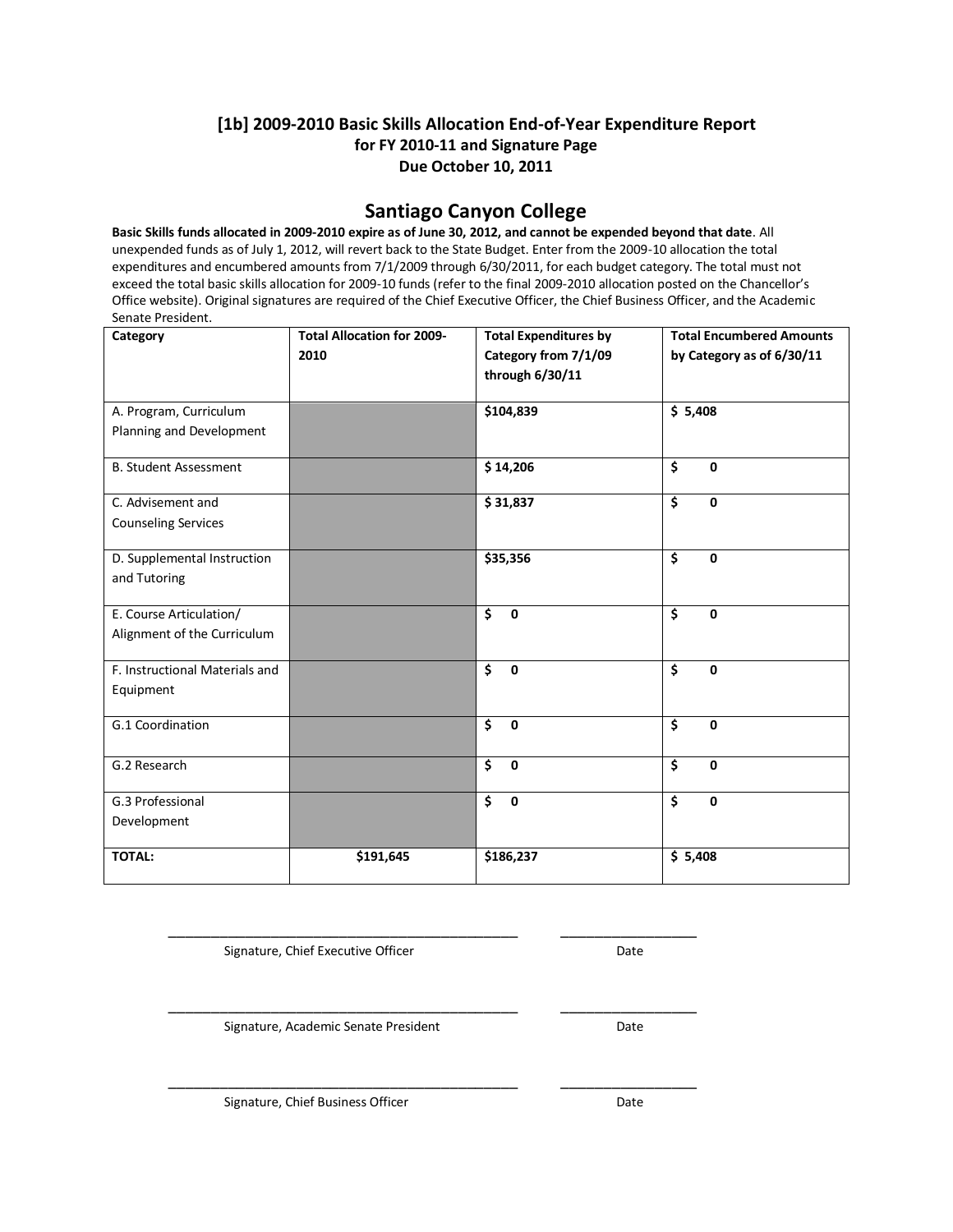### [1b] 2009-2010 Basic Skills Allocation End-of-Year Expenditure Report for FY 2010-11 and Signature Page Due October 10, 2011

## Santiago Canyon College

**Basic Skills funds allocated in 2009-2010 expire as of June 30, 2012, and cannot be expended beyond that date**. All unexpended funds as of July 1, 2012, will revert back to the State Budget. Enter from the 2009-10 allocation the total expenditures and encumbered amounts from 7/1/2009 through 6/30/2011, for each budget category. The total must not exceed the total basic skills allocation for 2009-10 funds (refer to the final 2009-2010 allocation posted on the Chancellor's Office website). Original signatures are required of the Chief Executive Officer, the Chief Business Officer, and the Academic Senate President.

| Category | Total Allocation for 2009-2010 | Total Expenditures by Category from 7/1/09 through 6/30/11 | Total Encumbered Amounts by Category as of 6/30/11 |
|---|---|---|---|
| A. Program, Curriculum Planning and Development | | $104,839 | $ 5,408 |
| B. Student Assessment | | $ 14,206 | $ 0 |
| C. Advisement and Counseling Services | | $ 31,837 | $ 0 |
| D. Supplemental Instruction and Tutoring | | $35,356 | $ 0 |
| E. Course Articulation/ Alignment of the Curriculum | | $ 0 | $ 0 |
| F. Instructional Materials and Equipment | | $ 0 | $ 0 |
| G.1 Coordination | | $ 0 | $ 0 |
| G.2 Research | | $ 0 | $ 0 |
| G.3 Professional Development | | $ 0 | $ 0 |
| **TOTAL:** | **$191,645** | **$186,237** | **$ 5,408** |

______________________________________________ ____________________

Signature, Chief Executive Officer Date

______________________________________________ ____________________

Signature, Academic Senate President Date

______________________________________________ ____________________

Signature, Chief Business Officer Date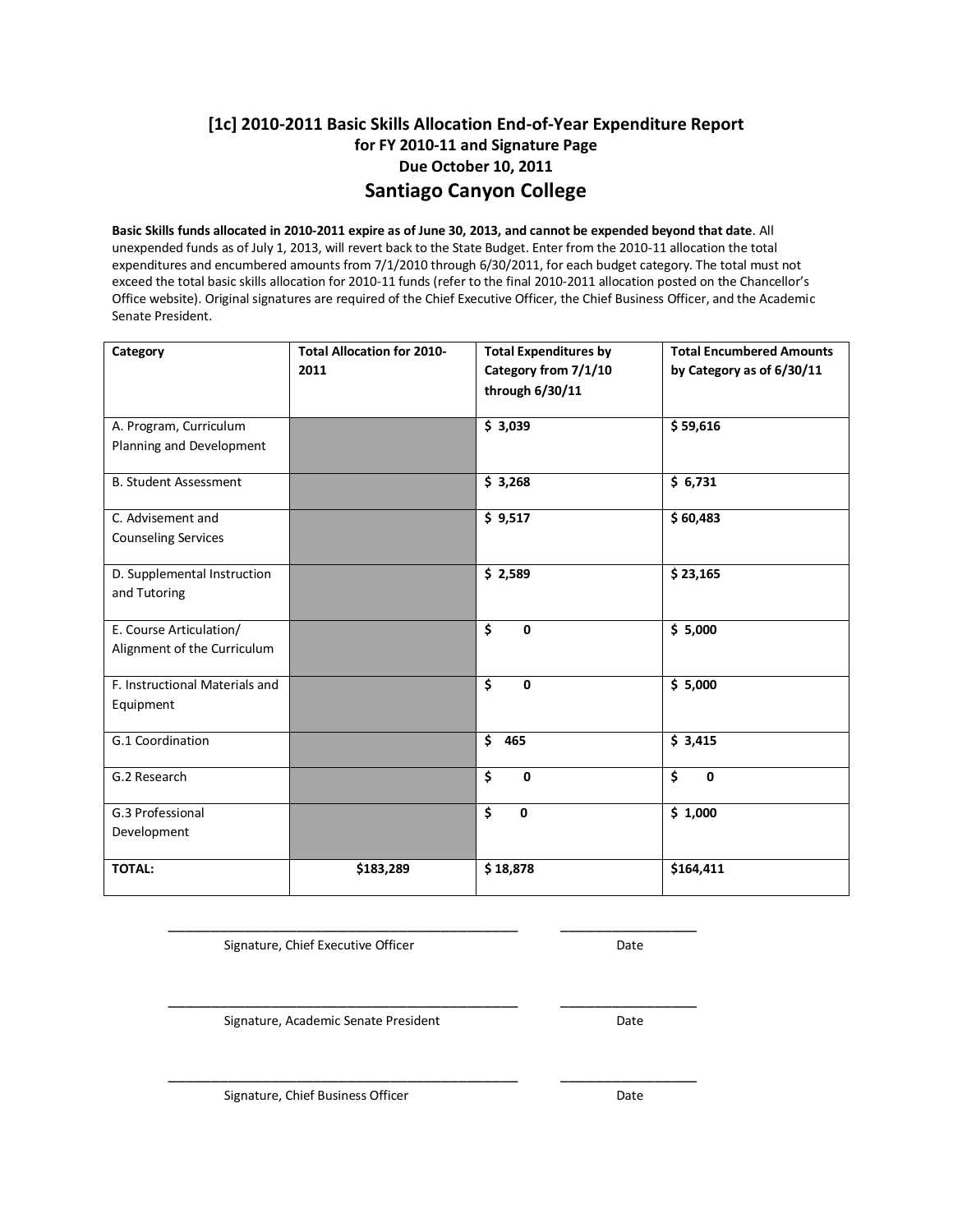## [1c] 2010-2011 Basic Skills Allocation End-of-Year Expenditure Report for FY 2010-11 and Signature Page Due October 10, 2011

# Santiago Canyon College

**Basic Skills funds allocated in 2010-2011 expire as of June 30, 2013, and cannot be expended beyond that date**. All unexpended funds as of July 1, 2013, will revert back to the State Budget. Enter from the 2010-11 allocation the total expenditures and encumbered amounts from 7/1/2010 through 6/30/2011, for each budget category. The total must not exceed the total basic skills allocation for 2010-11 funds (refer to the final 2010-2011 allocation posted on the Chancellor's Office website). Original signatures are required of the Chief Executive Officer, the Chief Business Officer, and the Academic Senate President.

| Category | Total Allocation for 2010-2011 | Total Expenditures by Category from 7/1/10 through 6/30/11 | Total Encumbered Amounts by Category as of 6/30/11 |
|---|---|---|---|
| A. Program, Curriculum Planning and Development | | $ 3,039 | $ 59,616 |
| B. Student Assessment | | $ 3,268 | $ 6,731 |
| C. Advisement and Counseling Services | | $ 9,517 | $ 60,483 |
| D. Supplemental Instruction and Tutoring | | $ 2,589 | $ 23,165 |
| E. Course Articulation/ Alignment of the Curriculum | | $ 0 | $ 5,000 |
| F. Instructional Materials and Equipment | | $ 0 | $ 5,000 |
| G.1 Coordination | | $ 465 | $ 3,415 |
| G.2 Research | | $ 0 | $ 0 |
| G.3 Professional Development | | $ 0 | $ 1,000 |
| **TOTAL:** | **$183,289** | **$ 18,878** | **$164,411** |

\_\_\_\_\_\_\_\_\_\_\_\_\_\_\_\_\_\_\_\_\_\_\_\_\_\_\_\_\_\_ \_\_\_\_\_\_\_\_\_\_\_\_
Signature, Chief Executive Officer Date

\_\_\_\_\_\_\_\_\_\_\_\_\_\_\_\_\_\_\_\_\_\_\_\_\_\_\_\_\_\_ \_\_\_\_\_\_\_\_\_\_\_\_
Signature, Academic Senate President Date

\_\_\_\_\_\_\_\_\_\_\_\_\_\_\_\_\_\_\_\_\_\_\_\_\_\_\_\_\_\_ \_\_\_\_\_\_\_\_\_\_\_\_
Signature, Chief Business Officer Date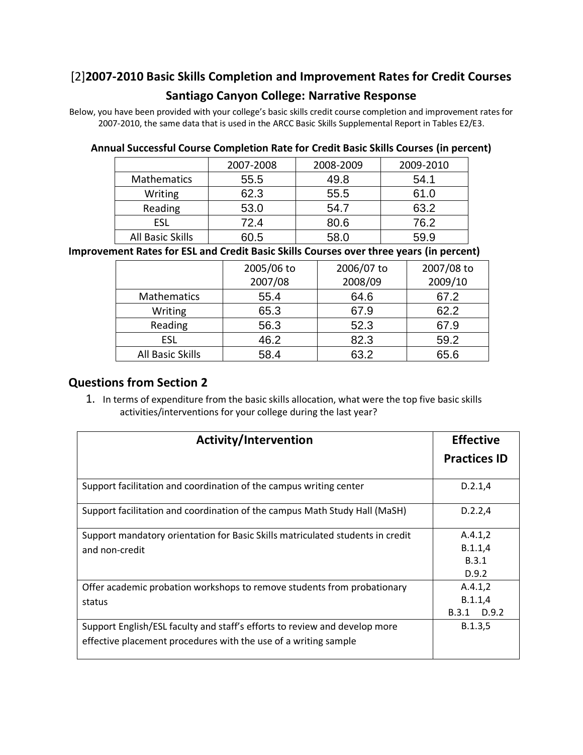## [2]2007-2010 Basic Skills Completion and Improvement Rates for Credit Courses

## Santiago Canyon College: Narrative Response

Below, you have been provided with your college's basic skills credit course completion and improvement rates for 2007-2010, the same data that is used in the ARCC Basic Skills Supplemental Report in Tables E2/E3.

**Annual Successful Course Completion Rate for Credit Basic Skills Courses (in percent)**

| | 2007-2008 | 2008-2009 | 2009-2010 |
|---|---|---|---|
| Mathematics | 55.5 | 49.8 | 54.1 |
| Writing | 62.3 | 55.5 | 61.0 |
| Reading | 53.0 | 54.7 | 63.2 |
| ESL | 72.4 | 80.6 | 76.2 |
| All Basic Skills | 60.5 | 58.0 | 59.9 |

**Improvement Rates for ESL and Credit Basic Skills Courses over three years (in percent)**

| | 2005/06 to 2007/08 | 2006/07 to 2008/09 | 2007/08 to 2009/10 |
|---|---|---|---|
| Mathematics | 55.4 | 64.6 | 67.2 |
| Writing | 65.3 | 67.9 | 62.2 |
| Reading | 56.3 | 52.3 | 67.9 |
| ESL | 46.2 | 82.3 | 59.2 |
| All Basic Skills | 58.4 | 63.2 | 65.6 |

## Questions from Section 2

1. In terms of expenditure from the basic skills allocation, what were the top five basic skills activities/interventions for your college during the last year?

| Activity/Intervention | Effective Practices ID |
|---|---|
| Support facilitation and coordination of the campus writing center | D.2.1,4 |
| Support facilitation and coordination of the campus Math Study Hall (MaSH) | D.2.2,4 |
| Support mandatory orientation for Basic Skills matriculated students in credit and non-credit | A.4.1,2 B.1.1,4 B.3.1 D.9.2 |
| Offer academic probation workshops to remove students from probationary status | A.4.1,2 B.1.1,4 B.3.1 D.9.2 |
| Support English/ESL faculty and staff's efforts to review and develop more effective placement procedures with the use of a writing sample | B.1.3,5 |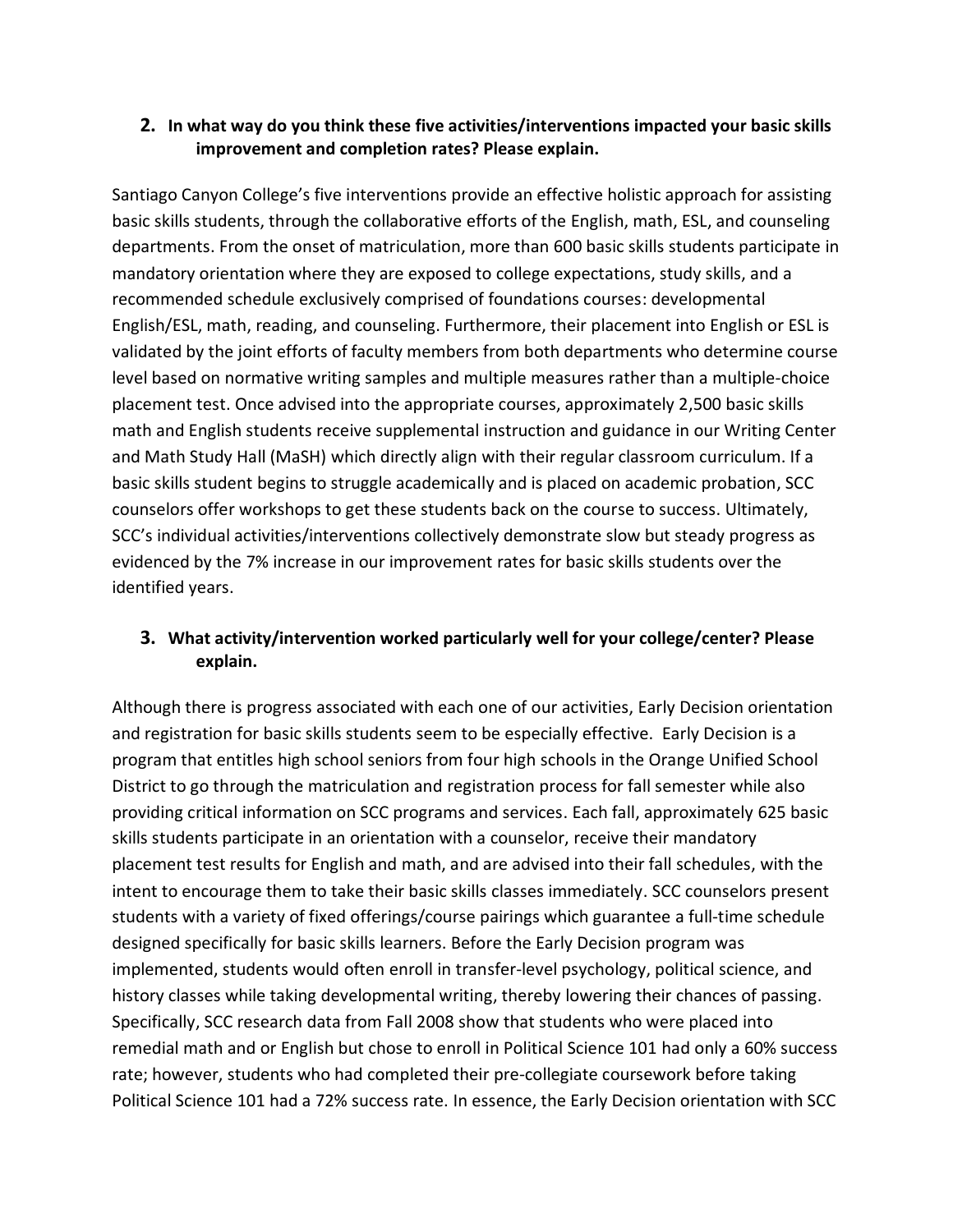**2. In what way do you think these five activities/interventions impacted your basic skills improvement and completion rates? Please explain.**

Santiago Canyon College's five interventions provide an effective holistic approach for assisting basic skills students, through the collaborative efforts of the English, math, ESL, and counseling departments. From the onset of matriculation, more than 600 basic skills students participate in mandatory orientation where they are exposed to college expectations, study skills, and a recommended schedule exclusively comprised of foundations courses: developmental English/ESL, math, reading, and counseling. Furthermore, their placement into English or ESL is validated by the joint efforts of faculty members from both departments who determine course level based on normative writing samples and multiple measures rather than a multiple-choice placement test. Once advised into the appropriate courses, approximately 2,500 basic skills math and English students receive supplemental instruction and guidance in our Writing Center and Math Study Hall (MaSH) which directly align with their regular classroom curriculum. If a basic skills student begins to struggle academically and is placed on academic probation, SCC counselors offer workshops to get these students back on the course to success. Ultimately, SCC's individual activities/interventions collectively demonstrate slow but steady progress as evidenced by the 7% increase in our improvement rates for basic skills students over the identified years.

**3. What activity/intervention worked particularly well for your college/center? Please explain.**

Although there is progress associated with each one of our activities, Early Decision orientation and registration for basic skills students seem to be especially effective. Early Decision is a program that entitles high school seniors from four high schools in the Orange Unified School District to go through the matriculation and registration process for fall semester while also providing critical information on SCC programs and services. Each fall, approximately 625 basic skills students participate in an orientation with a counselor, receive their mandatory placement test results for English and math, and are advised into their fall schedules, with the intent to encourage them to take their basic skills classes immediately. SCC counselors present students with a variety of fixed offerings/course pairings which guarantee a full-time schedule designed specifically for basic skills learners. Before the Early Decision program was implemented, students would often enroll in transfer-level psychology, political science, and history classes while taking developmental writing, thereby lowering their chances of passing. Specifically, SCC research data from Fall 2008 show that students who were placed into remedial math and or English but chose to enroll in Political Science 101 had only a 60% success rate; however, students who had completed their pre-collegiate coursework before taking Political Science 101 had a 72% success rate. In essence, the Early Decision orientation with SCC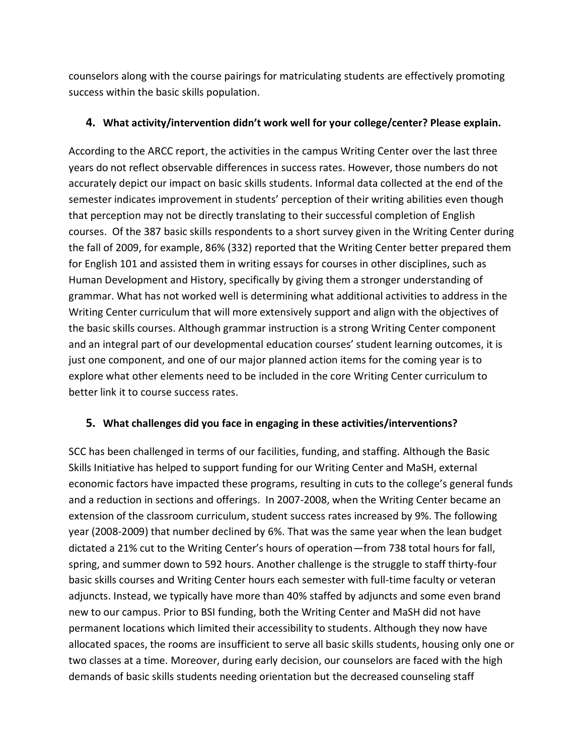counselors along with the course pairings for matriculating students are effectively promoting success within the basic skills population.

### 4. What activity/intervention didn't work well for your college/center? Please explain.

According to the ARCC report, the activities in the campus Writing Center over the last three years do not reflect observable differences in success rates. However, those numbers do not accurately depict our impact on basic skills students. Informal data collected at the end of the semester indicates improvement in students' perception of their writing abilities even though that perception may not be directly translating to their successful completion of English courses. Of the 387 basic skills respondents to a short survey given in the Writing Center during the fall of 2009, for example, 86% (332) reported that the Writing Center better prepared them for English 101 and assisted them in writing essays for courses in other disciplines, such as Human Development and History, specifically by giving them a stronger understanding of grammar. What has not worked well is determining what additional activities to address in the Writing Center curriculum that will more extensively support and align with the objectives of the basic skills courses. Although grammar instruction is a strong Writing Center component and an integral part of our developmental education courses' student learning outcomes, it is just one component, and one of our major planned action items for the coming year is to explore what other elements need to be included in the core Writing Center curriculum to better link it to course success rates.

### 5. What challenges did you face in engaging in these activities/interventions?

SCC has been challenged in terms of our facilities, funding, and staffing. Although the Basic Skills Initiative has helped to support funding for our Writing Center and MaSH, external economic factors have impacted these programs, resulting in cuts to the college's general funds and a reduction in sections and offerings. In 2007-2008, when the Writing Center became an extension of the classroom curriculum, student success rates increased by 9%. The following year (2008-2009) that number declined by 6%. That was the same year when the lean budget dictated a 21% cut to the Writing Center's hours of operation—from 738 total hours for fall, spring, and summer down to 592 hours. Another challenge is the struggle to staff thirty-four basic skills courses and Writing Center hours each semester with full-time faculty or veteran adjuncts. Instead, we typically have more than 40% staffed by adjuncts and some even brand new to our campus. Prior to BSI funding, both the Writing Center and MaSH did not have permanent locations which limited their accessibility to students. Although they now have allocated spaces, the rooms are insufficient to serve all basic skills students, housing only one or two classes at a time. Moreover, during early decision, our counselors are faced with the high demands of basic skills students needing orientation but the decreased counseling staff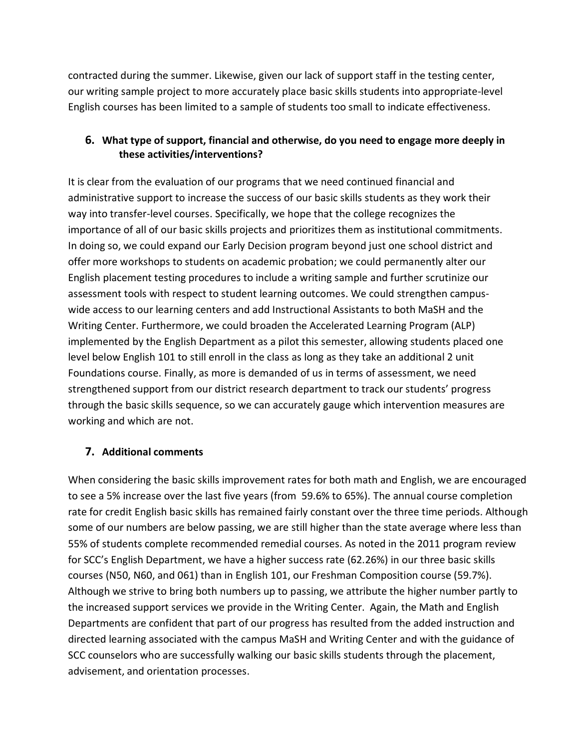contracted during the summer. Likewise, given our lack of support staff in the testing center, our writing sample project to more accurately place basic skills students into appropriate-level English courses has been limited to a sample of students too small to indicate effectiveness.

## 6. What type of support, financial and otherwise, do you need to engage more deeply in these activities/interventions?

It is clear from the evaluation of our programs that we need continued financial and administrative support to increase the success of our basic skills students as they work their way into transfer-level courses. Specifically, we hope that the college recognizes the importance of all of our basic skills projects and prioritizes them as institutional commitments. In doing so, we could expand our Early Decision program beyond just one school district and offer more workshops to students on academic probation; we could permanently alter our English placement testing procedures to include a writing sample and further scrutinize our assessment tools with respect to student learning outcomes. We could strengthen campus-wide access to our learning centers and add Instructional Assistants to both MaSH and the Writing Center. Furthermore, we could broaden the Accelerated Learning Program (ALP) implemented by the English Department as a pilot this semester, allowing students placed one level below English 101 to still enroll in the class as long as they take an additional 2 unit Foundations course. Finally, as more is demanded of us in terms of assessment, we need strengthened support from our district research department to track our students' progress through the basic skills sequence, so we can accurately gauge which intervention measures are working and which are not.

## 7. Additional comments

When considering the basic skills improvement rates for both math and English, we are encouraged to see a 5% increase over the last five years (from 59.6% to 65%). The annual course completion rate for credit English basic skills has remained fairly constant over the three time periods. Although some of our numbers are below passing, we are still higher than the state average where less than 55% of students complete recommended remedial courses. As noted in the 2011 program review for SCC's English Department, we have a higher success rate (62.26%) in our three basic skills courses (N50, N60, and 061) than in English 101, our Freshman Composition course (59.7%). Although we strive to bring both numbers up to passing, we attribute the higher number partly to the increased support services we provide in the Writing Center. Again, the Math and English Departments are confident that part of our progress has resulted from the added instruction and directed learning associated with the campus MaSH and Writing Center and with the guidance of SCC counselors who are successfully walking our basic skills students through the placement, advisement, and orientation processes.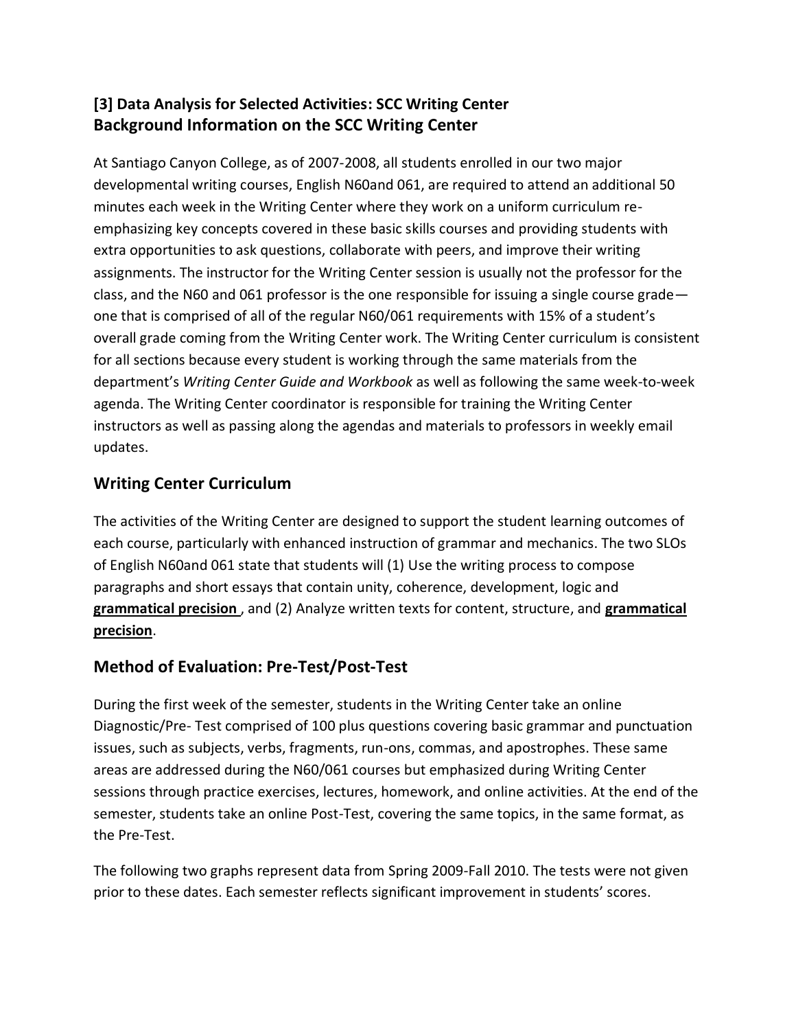### [3] Data Analysis for Selected Activities: SCC Writing Center
### Background Information on the SCC Writing Center

At Santiago Canyon College, as of 2007-2008, all students enrolled in our two major developmental writing courses, English N60and 061, are required to attend an additional 50 minutes each week in the Writing Center where they work on a uniform curriculum re-emphasizing key concepts covered in these basic skills courses and providing students with extra opportunities to ask questions, collaborate with peers, and improve their writing assignments. The instructor for the Writing Center session is usually not the professor for the class, and the N60 and 061 professor is the one responsible for issuing a single course grade—one that is comprised of all of the regular N60/061 requirements with 15% of a student's overall grade coming from the Writing Center work. The Writing Center curriculum is consistent for all sections because every student is working through the same materials from the department's *Writing Center Guide and Workbook* as well as following the same week-to-week agenda. The Writing Center coordinator is responsible for training the Writing Center instructors as well as passing along the agendas and materials to professors in weekly email updates.

## Writing Center Curriculum

The activities of the Writing Center are designed to support the student learning outcomes of each course, particularly with enhanced instruction of grammar and mechanics. The two SLOs of English N60and 061 state that students will (1) Use the writing process to compose paragraphs and short essays that contain unity, coherence, development, logic and **grammatical precision** , and (2) Analyze written texts for content, structure, and **grammatical precision**.

## Method of Evaluation: Pre-Test/Post-Test

During the first week of the semester, students in the Writing Center take an online Diagnostic/Pre- Test comprised of 100 plus questions covering basic grammar and punctuation issues, such as subjects, verbs, fragments, run-ons, commas, and apostrophes. These same areas are addressed during the N60/061 courses but emphasized during Writing Center sessions through practice exercises, lectures, homework, and online activities. At the end of the semester, students take an online Post-Test, covering the same topics, in the same format, as the Pre-Test.

The following two graphs represent data from Spring 2009-Fall 2010. The tests were not given prior to these dates. Each semester reflects significant improvement in students' scores.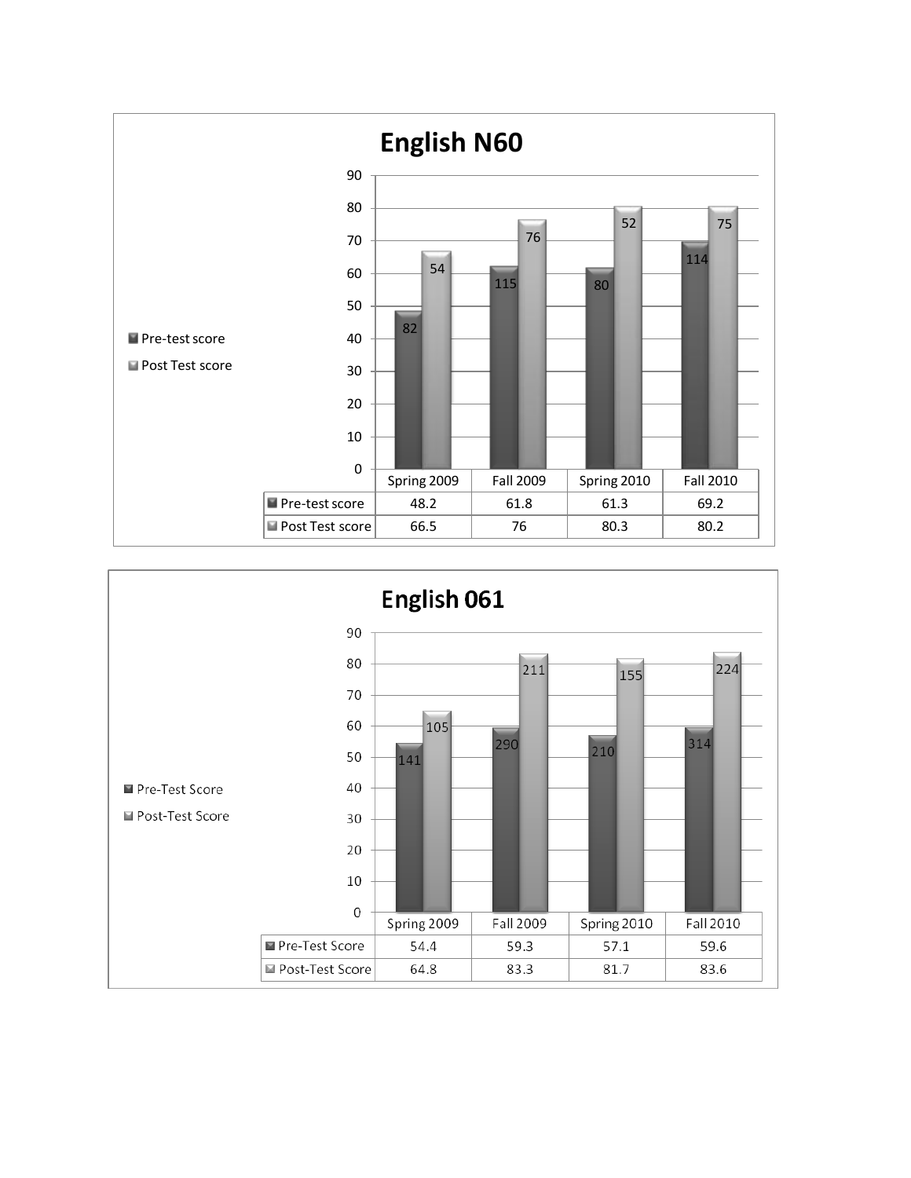## English N60

| | Spring 2009 | Fall 2009 | Spring 2010 | Fall 2010 |
|---|---|---|---|---|
| Pre-test score | 48.2 | 61.8 | 61.3 | 69.2 |
| Post Test score | 66.5 | 76 | 80.3 | 80.2 |

Bar labels (N): Pre-test score — Spring 2009: 82, Fall 2009: 115, Spring 2010: 80, Fall 2010: 114; Post Test score — Spring 2009: 54, Fall 2009: 76, Spring 2010: 52, Fall 2010: 75

## English 061

| | Spring 2009 | Fall 2009 | Spring 2010 | Fall 2010 |
|---|---|---|---|---|
| Pre-Test Score | 54.4 | 59.3 | 57.1 | 59.6 |
| Post-Test Score | 64.8 | 83.3 | 81.7 | 83.6 |

Bar labels (N): Pre-Test Score — Spring 2009: 141, Fall 2009: 290, Spring 2010: 210, Fall 2010: 314; Post-Test Score — Spring 2009: 105, Fall 2009: 211, Spring 2010: 155, Fall 2010: 224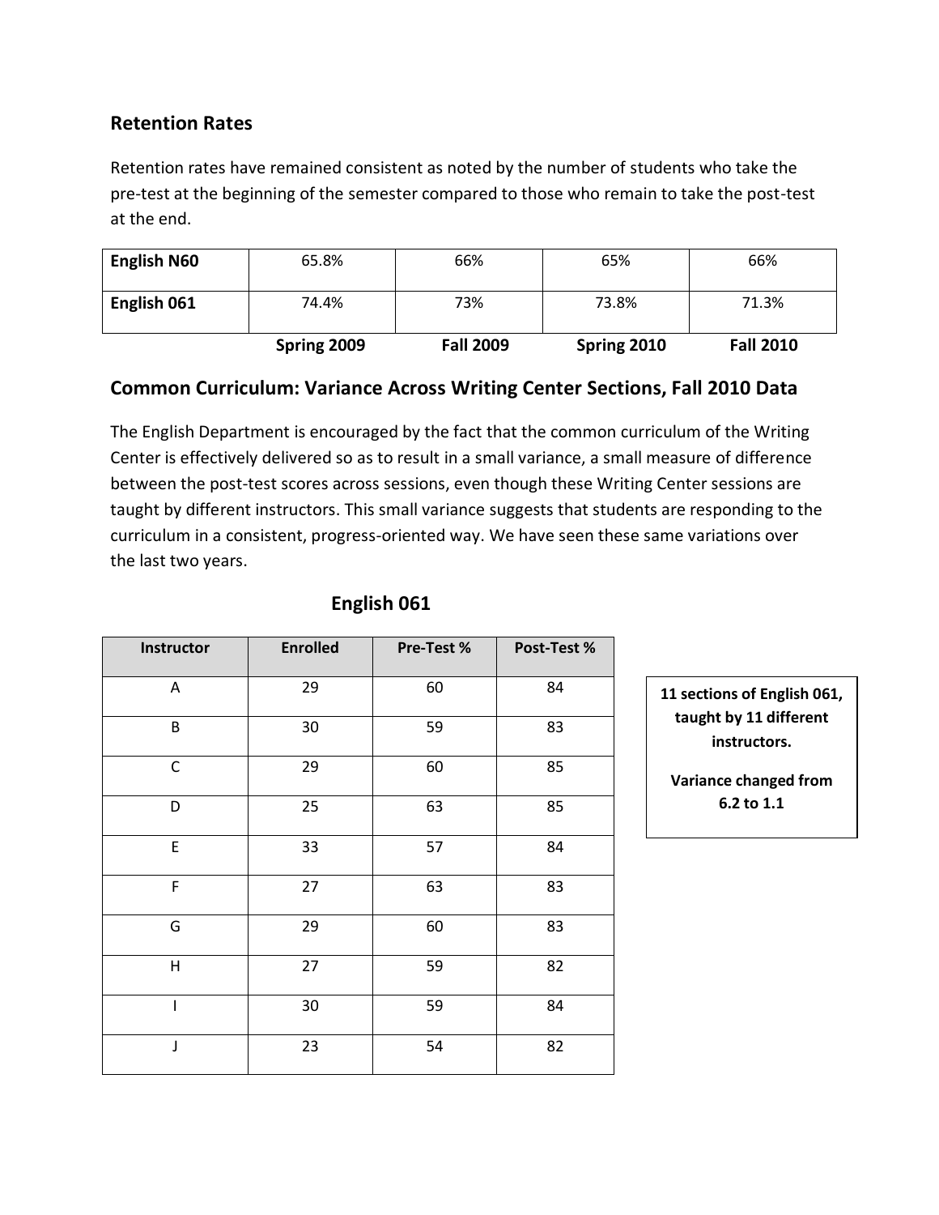## Retention Rates

Retention rates have remained consistent as noted by the number of students who take the pre-test at the beginning of the semester compared to those who remain to take the post-test at the end.

| | Spring 2009 | Fall 2009 | Spring 2010 | Fall 2010 |
|---|---|---|---|---|
| **English N60** | 65.8% | 66% | 65% | 66% |
| **English 061** | 74.4% | 73% | 73.8% | 71.3% |

## Common Curriculum: Variance Across Writing Center Sections, Fall 2010 Data

The English Department is encouraged by the fact that the common curriculum of the Writing Center is effectively delivered so as to result in a small variance, a small measure of difference between the post-test scores across sessions, even though these Writing Center sessions are taught by different instructors. This small variance suggests that students are responding to the curriculum in a consistent, progress-oriented way. We have seen these same variations over the last two years.

### English 061

| Instructor | Enrolled | Pre-Test % | Post-Test % |
|---|---|---|---|
| A | 29 | 60 | 84 |
| B | 30 | 59 | 83 |
| C | 29 | 60 | 85 |
| D | 25 | 63 | 85 |
| E | 33 | 57 | 84 |
| F | 27 | 63 | 83 |
| G | 29 | 60 | 83 |
| H | 27 | 59 | 82 |
| I | 30 | 59 | 84 |
| J | 23 | 54 | 82 |

**11 sections of English 061, taught by 11 different instructors.**

**Variance changed from 6.2 to 1.1**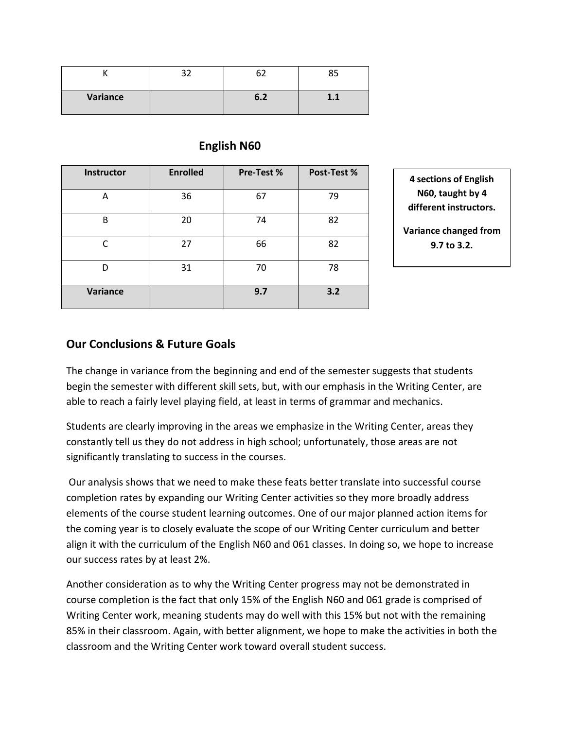| K | 32 | 62 | 85 |
| --- | --- | --- | --- |
| **Variance** | | **6.2** | **1.1** |

## English N60

| Instructor | Enrolled | Pre-Test % | Post-Test % |
| --- | --- | --- | --- |
| A | 36 | 67 | 79 |
| B | 20 | 74 | 82 |
| C | 27 | 66 | 82 |
| D | 31 | 70 | 78 |
| **Variance** | | **9.7** | **3.2** |

**4 sections of English N60, taught by 4 different instructors.**

**Variance changed from 9.7 to 3.2.**

## Our Conclusions & Future Goals

The change in variance from the beginning and end of the semester suggests that students begin the semester with different skill sets, but, with our emphasis in the Writing Center, are able to reach a fairly level playing field, at least in terms of grammar and mechanics.

Students are clearly improving in the areas we emphasize in the Writing Center, areas they constantly tell us they do not address in high school; unfortunately, those areas are not significantly translating to success in the courses.

Our analysis shows that we need to make these feats better translate into successful course completion rates by expanding our Writing Center activities so they more broadly address elements of the course student learning outcomes. One of our major planned action items for the coming year is to closely evaluate the scope of our Writing Center curriculum and better align it with the curriculum of the English N60 and 061 classes. In doing so, we hope to increase our success rates by at least 2%.

Another consideration as to why the Writing Center progress may not be demonstrated in course completion is the fact that only 15% of the English N60 and 061 grade is comprised of Writing Center work, meaning students may do well with this 15% but not with the remaining 85% in their classroom. Again, with better alignment, we hope to make the activities in both the classroom and the Writing Center work toward overall student success.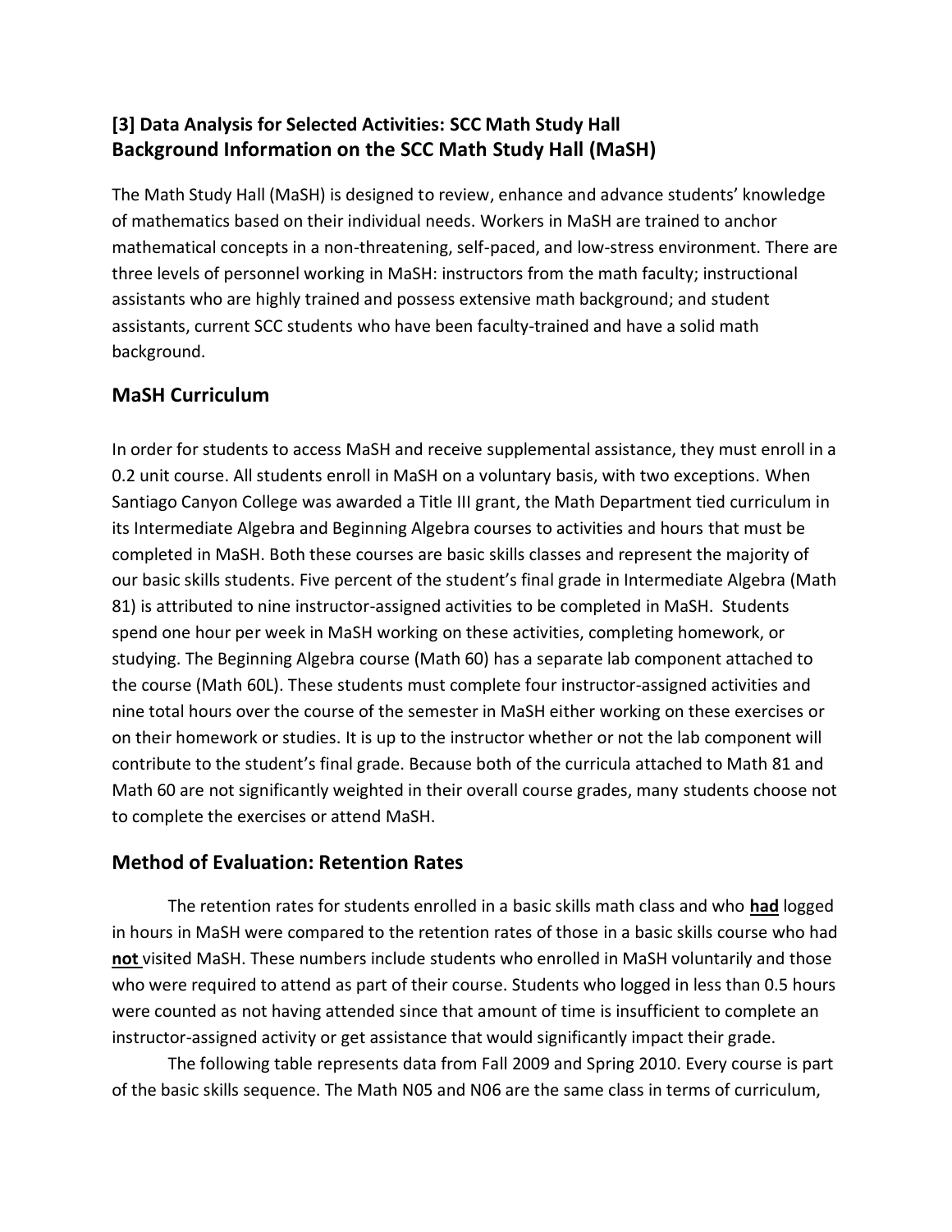## [3] Data Analysis for Selected Activities: SCC Math Study Hall
## Background Information on the SCC Math Study Hall (MaSH)

The Math Study Hall (MaSH) is designed to review, enhance and advance students' knowledge of mathematics based on their individual needs. Workers in MaSH are trained to anchor mathematical concepts in a non-threatening, self-paced, and low-stress environment. There are three levels of personnel working in MaSH: instructors from the math faculty; instructional assistants who are highly trained and possess extensive math background; and student assistants, current SCC students who have been faculty-trained and have a solid math background.

## MaSH Curriculum

In order for students to access MaSH and receive supplemental assistance, they must enroll in a 0.2 unit course. All students enroll in MaSH on a voluntary basis, with two exceptions. When Santiago Canyon College was awarded a Title III grant, the Math Department tied curriculum in its Intermediate Algebra and Beginning Algebra courses to activities and hours that must be completed in MaSH. Both these courses are basic skills classes and represent the majority of our basic skills students. Five percent of the student's final grade in Intermediate Algebra (Math 81) is attributed to nine instructor-assigned activities to be completed in MaSH. Students spend one hour per week in MaSH working on these activities, completing homework, or studying. The Beginning Algebra course (Math 60) has a separate lab component attached to the course (Math 60L). These students must complete four instructor-assigned activities and nine total hours over the course of the semester in MaSH either working on these exercises or on their homework or studies. It is up to the instructor whether or not the lab component will contribute to the student's final grade. Because both of the curricula attached to Math 81 and Math 60 are not significantly weighted in their overall course grades, many students choose not to complete the exercises or attend MaSH.

## Method of Evaluation: Retention Rates

The retention rates for students enrolled in a basic skills math class and who <u>**had**</u> logged in hours in MaSH were compared to the retention rates of those in a basic skills course who had <u>**not**</u> visited MaSH. These numbers include students who enrolled in MaSH voluntarily and those who were required to attend as part of their course. Students who logged in less than 0.5 hours were counted as not having attended since that amount of time is insufficient to complete an instructor-assigned activity or get assistance that would significantly impact their grade.

The following table represents data from Fall 2009 and Spring 2010. Every course is part of the basic skills sequence. The Math N05 and N06 are the same class in terms of curriculum,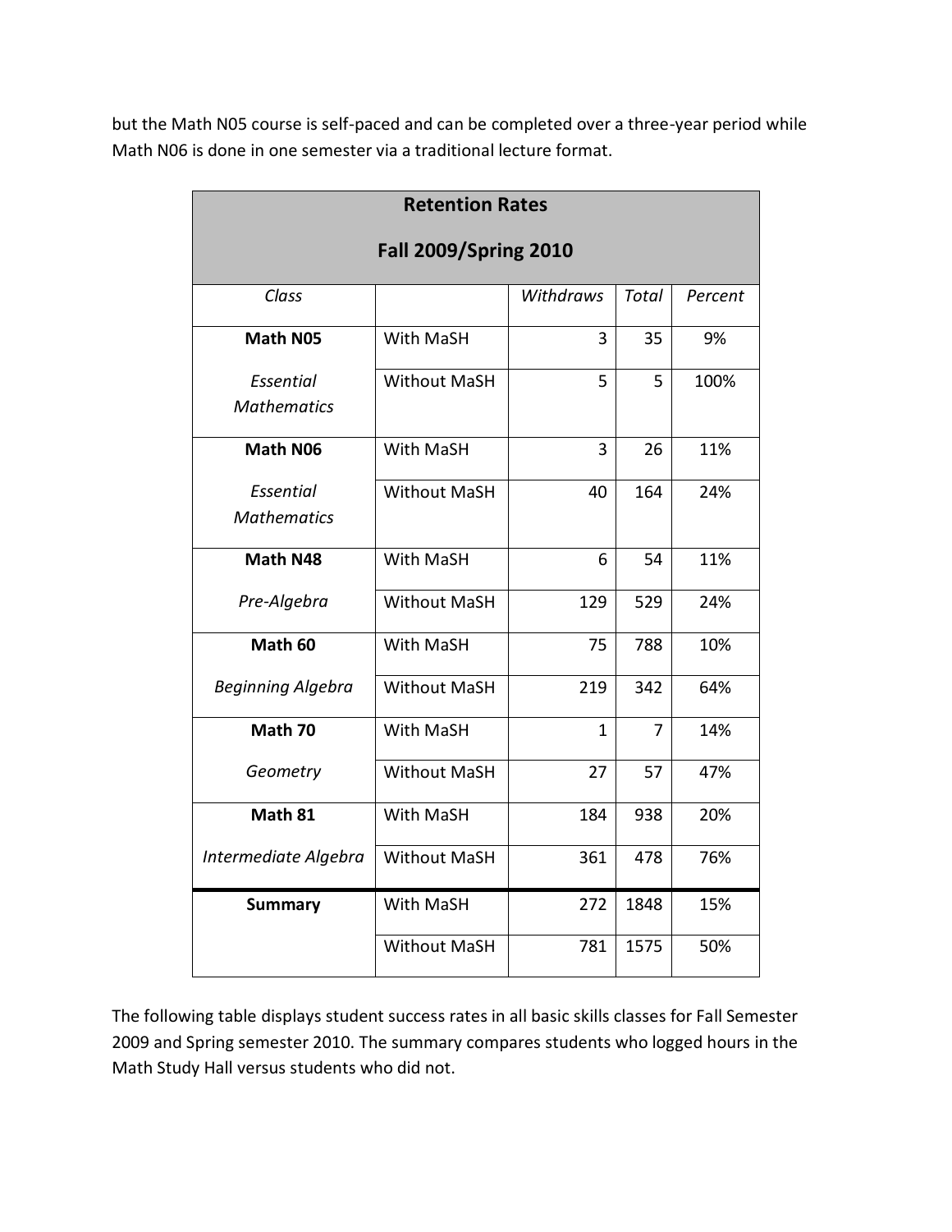but the Math N05 course is self-paced and can be completed over a three-year period while Math N06 is done in one semester via a traditional lecture format.

| **Retention Rates**<br>**Fall 2009/Spring 2010** | | | | |
|---|---|---|---|---|
| *Class* | | *Withdraws* | *Total* | *Percent* |
| **Math N05** | With MaSH | 3 | 35 | 9% |
| *Essential Mathematics* | Without MaSH | 5 | 5 | 100% |
| **Math N06** | With MaSH | 3 | 26 | 11% |
| *Essential Mathematics* | Without MaSH | 40 | 164 | 24% |
| **Math N48** | With MaSH | 6 | 54 | 11% |
| *Pre-Algebra* | Without MaSH | 129 | 529 | 24% |
| **Math 60** | With MaSH | 75 | 788 | 10% |
| *Beginning Algebra* | Without MaSH | 219 | 342 | 64% |
| **Math 70** | With MaSH | 1 | 7 | 14% |
| *Geometry* | Without MaSH | 27 | 57 | 47% |
| **Math 81** | With MaSH | 184 | 938 | 20% |
| *Intermediate Algebra* | Without MaSH | 361 | 478 | 76% |
| **Summary** | With MaSH | 272 | 1848 | 15% |
| | Without MaSH | 781 | 1575 | 50% |

The following table displays student success rates in all basic skills classes for Fall Semester 2009 and Spring semester 2010. The summary compares students who logged hours in the Math Study Hall versus students who did not.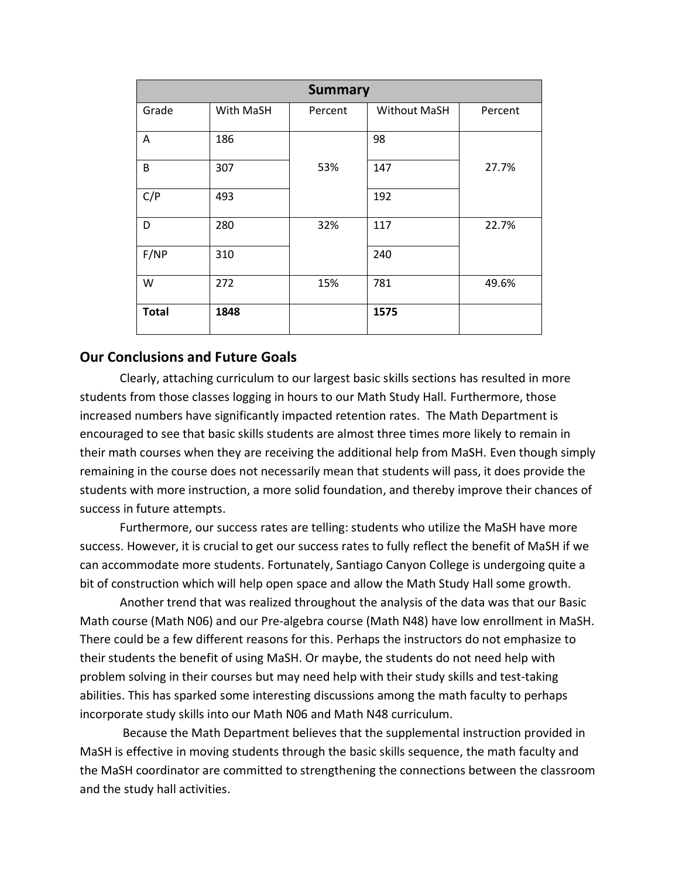| Summary | | | | |
|---|---|---|---|---|
| Grade | With MaSH | Percent | Without MaSH | Percent |
| A | 186 | | 98 | |
| B | 307 | 53% | 147 | 27.7% |
| C/P | 493 | | 192 | |
| D | 280 | 32% | 117 | 22.7% |
| F/NP | 310 | | 240 | |
| W | 272 | 15% | 781 | 49.6% |
| **Total** | **1848** | | **1575** | |

## Our Conclusions and Future Goals

Clearly, attaching curriculum to our largest basic skills sections has resulted in more students from those classes logging in hours to our Math Study Hall. Furthermore, those increased numbers have significantly impacted retention rates. The Math Department is encouraged to see that basic skills students are almost three times more likely to remain in their math courses when they are receiving the additional help from MaSH. Even though simply remaining in the course does not necessarily mean that students will pass, it does provide the students with more instruction, a more solid foundation, and thereby improve their chances of success in future attempts.

Furthermore, our success rates are telling: students who utilize the MaSH have more success. However, it is crucial to get our success rates to fully reflect the benefit of MaSH if we can accommodate more students. Fortunately, Santiago Canyon College is undergoing quite a bit of construction which will help open space and allow the Math Study Hall some growth.

Another trend that was realized throughout the analysis of the data was that our Basic Math course (Math N06) and our Pre-algebra course (Math N48) have low enrollment in MaSH. There could be a few different reasons for this. Perhaps the instructors do not emphasize to their students the benefit of using MaSH. Or maybe, the students do not need help with problem solving in their courses but may need help with their study skills and test-taking abilities. This has sparked some interesting discussions among the math faculty to perhaps incorporate study skills into our Math N06 and Math N48 curriculum.

Because the Math Department believes that the supplemental instruction provided in MaSH is effective in moving students through the basic skills sequence, the math faculty and the MaSH coordinator are committed to strengthening the connections between the classroom and the study hall activities.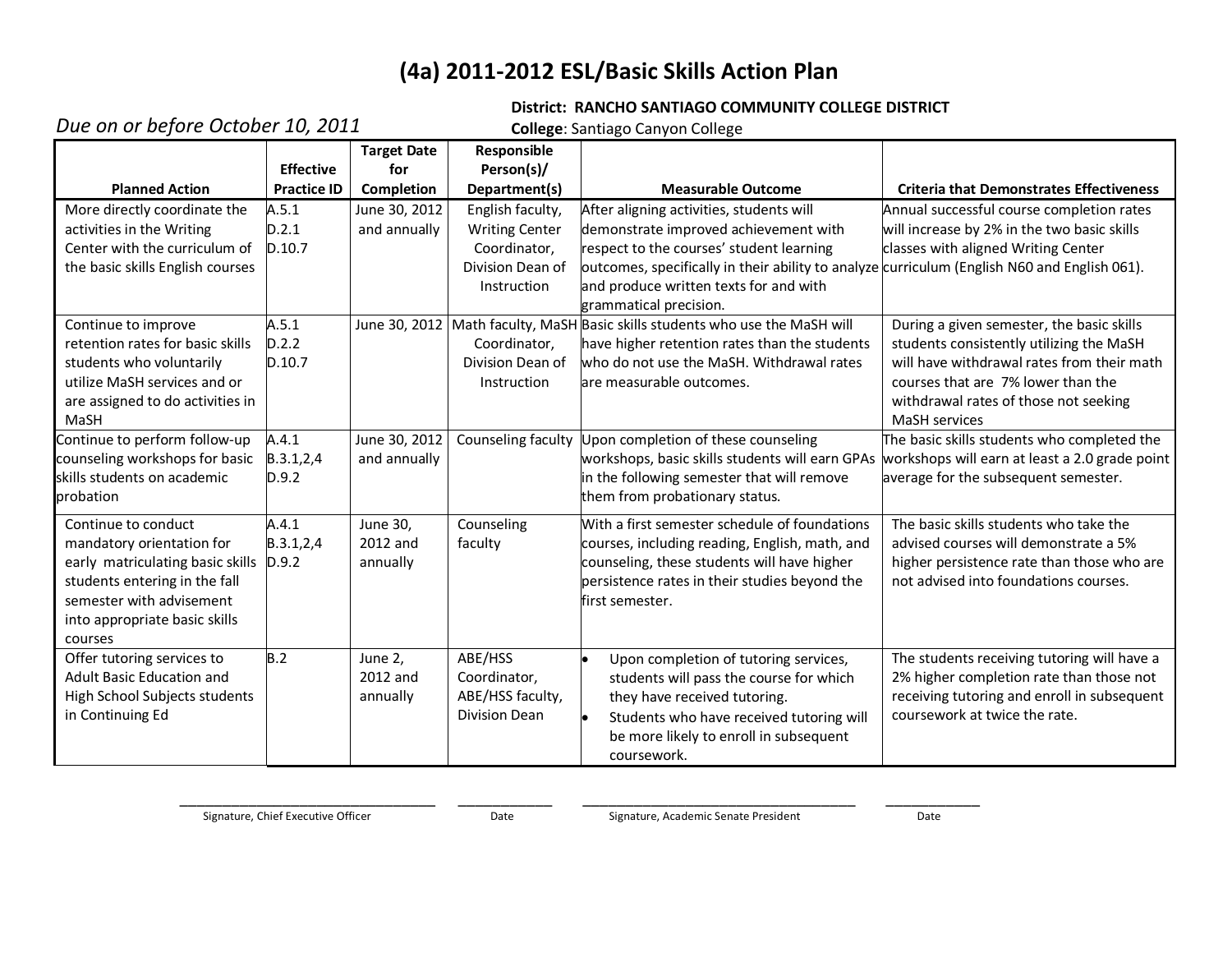# (4a) 2011-2012 ESL/Basic Skills Action Plan

*Due on or before October 10, 2011*

**District: RANCHO SANTIAGO COMMUNITY COLLEGE DISTRICT**
**College**: Santiago Canyon College

| Planned Action | Effective Practice ID | Target Date for Completion | Responsible Person(s)/ Department(s) | Measurable Outcome | Criteria that Demonstrates Effectiveness |
|---|---|---|---|---|---|
| More directly coordinate the activities in the Writing Center with the curriculum of the basic skills English courses | A.5.1<br>D.2.1<br>D.10.7 | June 30, 2012 and annually | English faculty, Writing Center Coordinator, Division Dean of Instruction | After aligning activities, students will demonstrate improved achievement with respect to the courses' student learning outcomes, specifically in their ability to analyze and produce written texts for and with grammatical precision. | Annual successful course completion rates will increase by 2% in the two basic skills classes with aligned Writing Center curriculum (English N60 and English 061). |
| Continue to improve retention rates for basic skills students who voluntarily utilize MaSH services and or are assigned to do activities in MaSH | A.5.1<br>D.2.2<br>D.10.7 | June 30, 2012 | Math faculty, MaSH Coordinator, Division Dean of Instruction | Basic skills students who use the MaSH will have higher retention rates than the students who do not use the MaSH. Withdrawal rates are measurable outcomes. | During a given semester, the basic skills students consistently utilizing the MaSH will have withdrawal rates from their math courses that are 7% lower than the withdrawal rates of those not seeking MaSH services |
| Continue to perform follow-up counseling workshops for basic skills students on academic probation | A.4.1<br>B.3.1,2,4<br>D.9.2 | June 30, 2012 and annually | Counseling faculty | Upon completion of these counseling workshops, basic skills students will earn GPAs in the following semester that will remove them from probationary status. | The basic skills students who completed the workshops will earn at least a 2.0 grade point average for the subsequent semester. |
| Continue to conduct mandatory orientation for early matriculating basic skills students entering in the fall semester with advisement into appropriate basic skills courses | A.4.1<br>B.3.1,2,4<br>D.9.2 | June 30, 2012 and annually | Counseling faculty | With a first semester schedule of foundations courses, including reading, English, math, and counseling, these students will have higher persistence rates in their studies beyond the first semester. | The basic skills students who take the advised courses will demonstrate a 5% higher persistence rate than those who are not advised into foundations courses. |
| Offer tutoring services to Adult Basic Education and High School Subjects students in Continuing Ed | B.2 | June 2, 2012 and annually | ABE/HSS Coordinator, ABE/HSS faculty, Division Dean | • Upon completion of tutoring services, students will pass the course for which they have received tutoring.<br>• Students who have received tutoring will be more likely to enroll in subsequent coursework. | The students receiving tutoring will have a 2% higher completion rate than those not receiving tutoring and enroll in subsequent coursework at twice the rate. |

_______________________________ Signature, Chief Executive Officer  ____________ Date  _______________________________ Signature, Academic Senate President  ____________ Date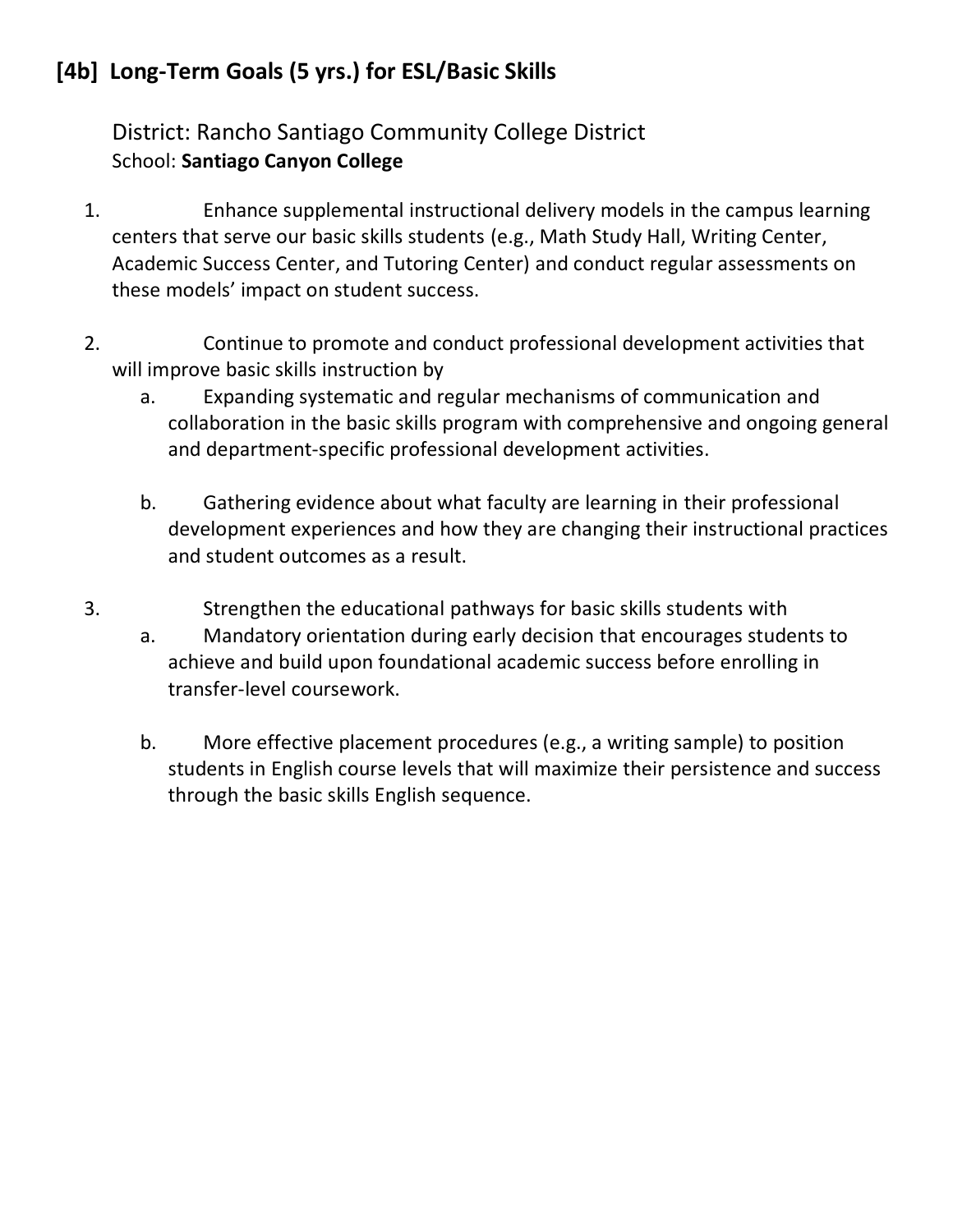## [4b] Long-Term Goals (5 yrs.) for ESL/Basic Skills

District: Rancho Santiago Community College District
School: **Santiago Canyon College**

1. Enhance supplemental instructional delivery models in the campus learning centers that serve our basic skills students (e.g., Math Study Hall, Writing Center, Academic Success Center, and Tutoring Center) and conduct regular assessments on these models' impact on student success.

2. Continue to promote and conduct professional development activities that will improve basic skills instruction by
   a. Expanding systematic and regular mechanisms of communication and collaboration in the basic skills program with comprehensive and ongoing general and department-specific professional development activities.

   b. Gathering evidence about what faculty are learning in their professional development experiences and how they are changing their instructional practices and student outcomes as a result.

3. Strengthen the educational pathways for basic skills students with
   a. Mandatory orientation during early decision that encourages students to achieve and build upon foundational academic success before enrolling in transfer-level coursework.

   b. More effective placement procedures (e.g., a writing sample) to position students in English course levels that will maximize their persistence and success through the basic skills English sequence.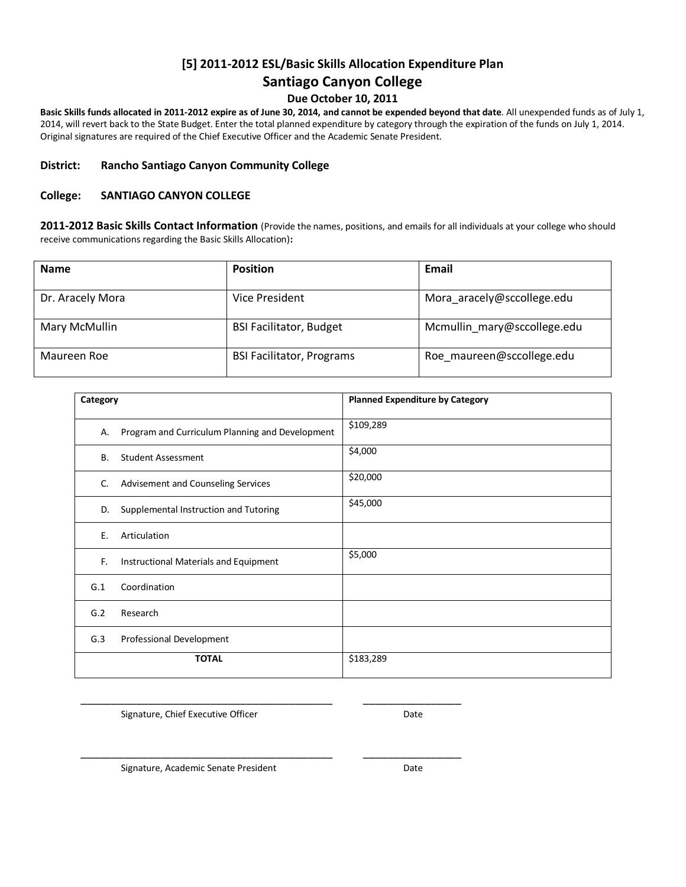# [5] 2011-2012 ESL/Basic Skills Allocation Expenditure Plan

## Santiago Canyon College

### Due October 10, 2011

**Basic Skills funds allocated in 2011-2012 expire as of June 30, 2014, and cannot be expended beyond that date**. All unexpended funds as of July 1, 2014, will revert back to the State Budget. Enter the total planned expenditure by category through the expiration of the funds on July 1, 2014. Original signatures are required of the Chief Executive Officer and the Academic Senate President.

**District:** **Rancho Santiago Canyon Community College**

**College:** **SANTIAGO CANYON COLLEGE**

**2011-2012 Basic Skills Contact Information** (Provide the names, positions, and emails for all individuals at your college who should receive communications regarding the Basic Skills Allocation)**:**

| Name | Position | Email |
|---|---|---|
| Dr. Aracely Mora | Vice President | Mora_aracely@sccollege.edu |
| Mary McMullin | BSI Facilitator, Budget | Mcmullin_mary@sccollege.edu |
| Maureen Roe | BSI Facilitator, Programs | Roe_maureen@sccollege.edu |

| Category | Planned Expenditure by Category |
|---|---|
| A. Program and Curriculum Planning and Development | $109,289 |
| B. Student Assessment | $4,000 |
| C. Advisement and Counseling Services | $20,000 |
| D. Supplemental Instruction and Tutoring | $45,000 |
| E. Articulation | |
| F. Instructional Materials and Equipment | $5,000 |
| G.1 Coordination | |
| G.2 Research | |
| G.3 Professional Development | |
| **TOTAL** | $183,289 |

\_\_\_\_\_\_\_\_\_\_\_\_\_\_\_\_\_\_\_\_\_\_\_\_\_\_\_\_\_\_\_\_\_\_\_\_\_\_\_\_\_\_\_ \_\_\_\_\_\_\_\_\_\_\_\_\_\_\_\_\_\_

Signature, Chief Executive Officer Date

\_\_\_\_\_\_\_\_\_\_\_\_\_\_\_\_\_\_\_\_\_\_\_\_\_\_\_\_\_\_\_\_\_\_\_\_\_\_\_\_\_\_\_ \_\_\_\_\_\_\_\_\_\_\_\_\_\_\_\_\_\_

Signature, Academic Senate President Date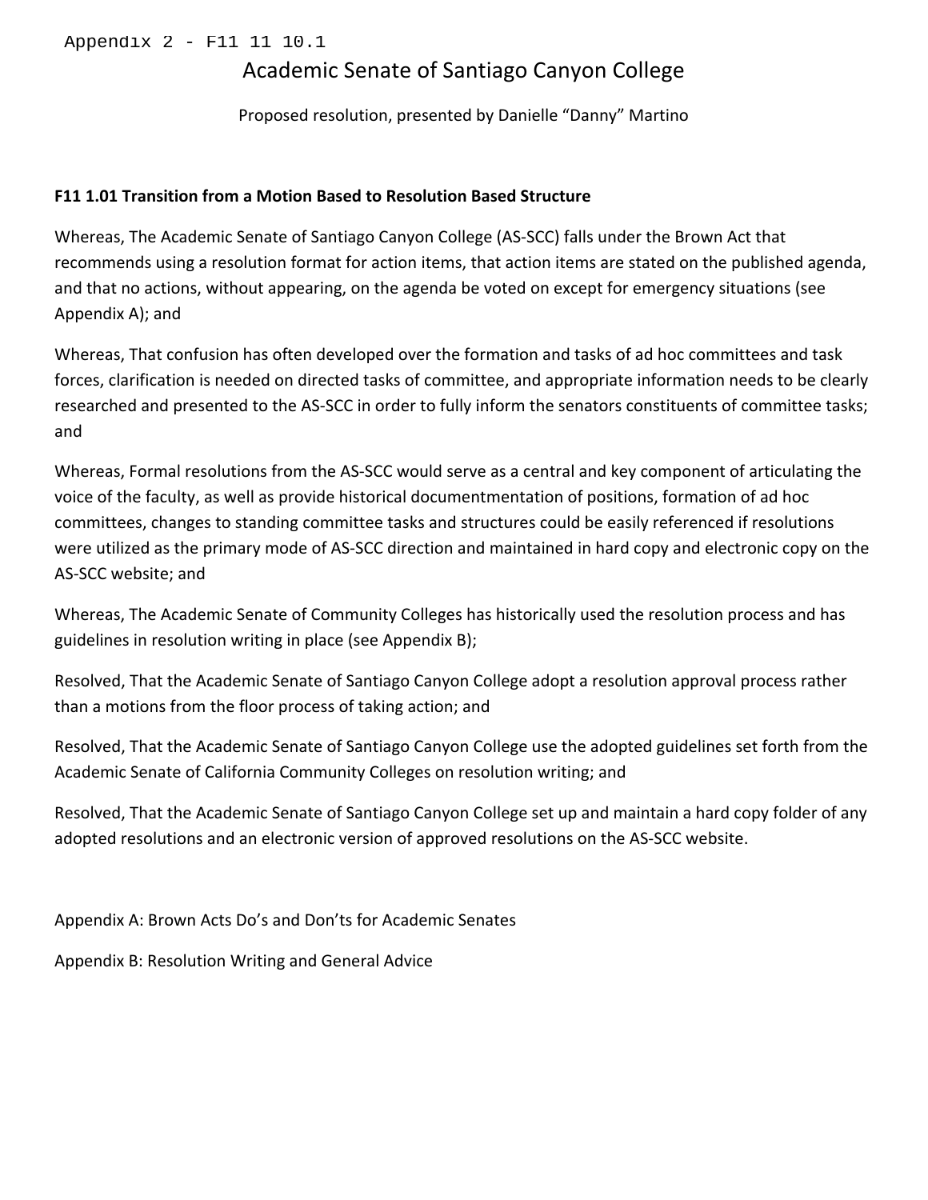Appendix 2 - F11 11 10.1

# Academic Senate of Santiago Canyon College

Proposed resolution, presented by Danielle “Danny” Martino

**F11 1.01 Transition from a Motion Based to Resolution Based Structure**

Whereas, The Academic Senate of Santiago Canyon College (AS-SCC) falls under the Brown Act that recommends using a resolution format for action items, that action items are stated on the published agenda, and that no actions, without appearing, on the agenda be voted on except for emergency situations (see Appendix A); and

Whereas, That confusion has often developed over the formation and tasks of ad hoc committees and task forces, clarification is needed on directed tasks of committee, and appropriate information needs to be clearly researched and presented to the AS-SCC in order to fully inform the senators constituents of committee tasks; and

Whereas, Formal resolutions from the AS-SCC would serve as a central and key component of articulating the voice of the faculty, as well as provide historical documentmentation of positions, formation of ad hoc committees, changes to standing committee tasks and structures could be easily referenced if resolutions were utilized as the primary mode of AS-SCC direction and maintained in hard copy and electronic copy on the AS-SCC website; and

Whereas, The Academic Senate of Community Colleges has historically used the resolution process and has guidelines in resolution writing in place (see Appendix B);

Resolved, That the Academic Senate of Santiago Canyon College adopt a resolution approval process rather than a motions from the floor process of taking action; and

Resolved, That the Academic Senate of Santiago Canyon College use the adopted guidelines set forth from the Academic Senate of California Community Colleges on resolution writing; and

Resolved, That the Academic Senate of Santiago Canyon College set up and maintain a hard copy folder of any adopted resolutions and an electronic version of approved resolutions on the AS-SCC website.

Appendix A: Brown Acts Do’s and Don’ts for Academic Senates

Appendix B: Resolution Writing and General Advice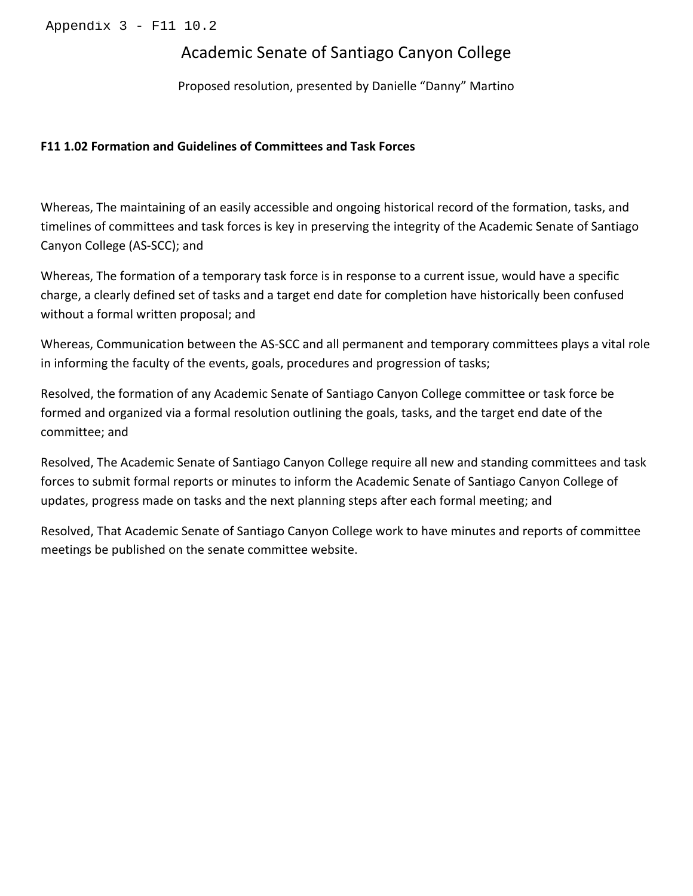Appendix 3 - F11 10.2

# Academic Senate of Santiago Canyon College

Proposed resolution, presented by Danielle "Danny" Martino

**F11 1.02 Formation and Guidelines of Committees and Task Forces**

Whereas, The maintaining of an easily accessible and ongoing historical record of the formation, tasks, and timelines of committees and task forces is key in preserving the integrity of the Academic Senate of Santiago Canyon College (AS-SCC); and

Whereas, The formation of a temporary task force is in response to a current issue, would have a specific charge, a clearly defined set of tasks and a target end date for completion have historically been confused without a formal written proposal; and

Whereas, Communication between the AS-SCC and all permanent and temporary committees plays a vital role in informing the faculty of the events, goals, procedures and progression of tasks;

Resolved, the formation of any Academic Senate of Santiago Canyon College committee or task force be formed and organized via a formal resolution outlining the goals, tasks, and the target end date of the committee; and

Resolved, The Academic Senate of Santiago Canyon College require all new and standing committees and task forces to submit formal reports or minutes to inform the Academic Senate of Santiago Canyon College of updates, progress made on tasks and the next planning steps after each formal meeting; and

Resolved, That Academic Senate of Santiago Canyon College work to have minutes and reports of committee meetings be published on the senate committee website.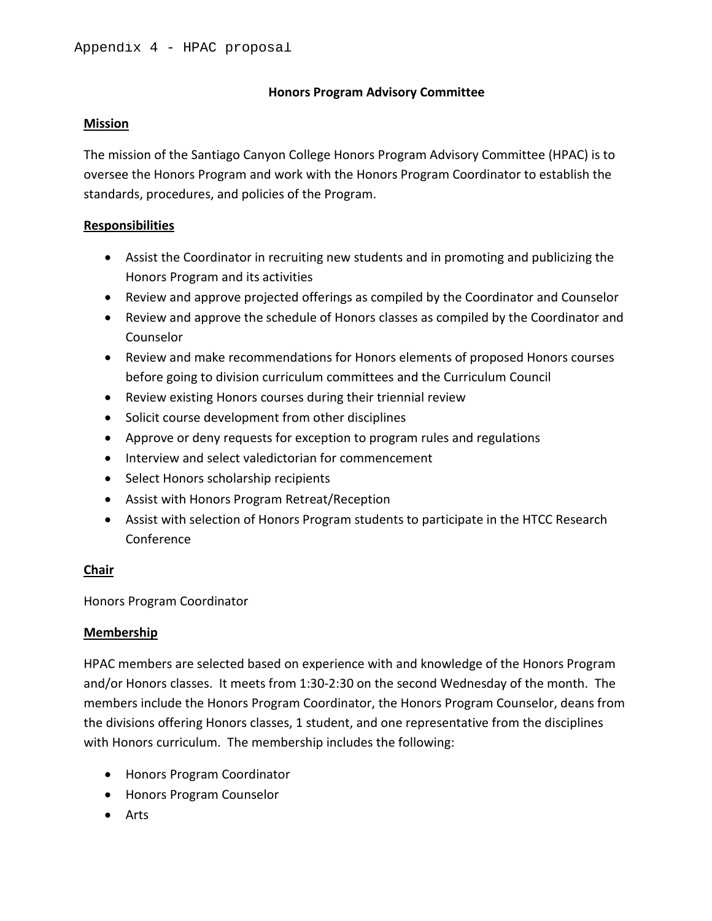Appendix 4 - HPAC proposal

## Honors Program Advisory Committee

**Mission**

The mission of the Santiago Canyon College Honors Program Advisory Committee (HPAC) is to oversee the Honors Program and work with the Honors Program Coordinator to establish the standards, procedures, and policies of the Program.

**Responsibilities**

- Assist the Coordinator in recruiting new students and in promoting and publicizing the Honors Program and its activities
- Review and approve projected offerings as compiled by the Coordinator and Counselor
- Review and approve the schedule of Honors classes as compiled by the Coordinator and Counselor
- Review and make recommendations for Honors elements of proposed Honors courses before going to division curriculum committees and the Curriculum Council
- Review existing Honors courses during their triennial review
- Solicit course development from other disciplines
- Approve or deny requests for exception to program rules and regulations
- Interview and select valedictorian for commencement
- Select Honors scholarship recipients
- Assist with Honors Program Retreat/Reception
- Assist with selection of Honors Program students to participate in the HTCC Research Conference

**Chair**

Honors Program Coordinator

**Membership**

HPAC members are selected based on experience with and knowledge of the Honors Program and/or Honors classes. It meets from 1:30-2:30 on the second Wednesday of the month. The members include the Honors Program Coordinator, the Honors Program Counselor, deans from the divisions offering Honors classes, 1 student, and one representative from the disciplines with Honors curriculum. The membership includes the following:

- Honors Program Coordinator
- Honors Program Counselor
- Arts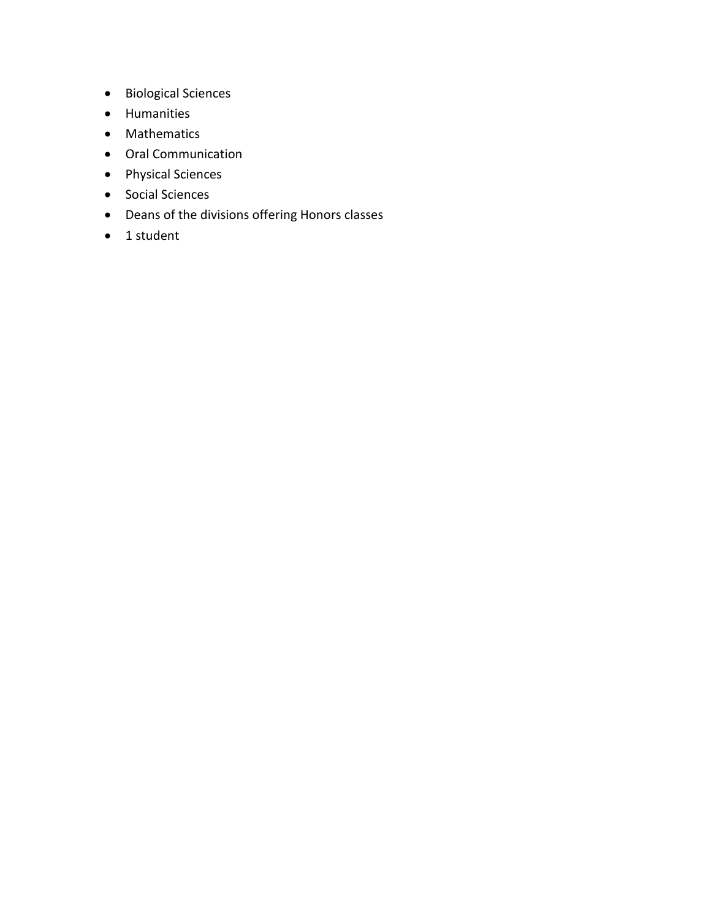- Biological Sciences
- Humanities
- Mathematics
- Oral Communication
- Physical Sciences
- Social Sciences
- Deans of the divisions offering Honors classes
- 1 student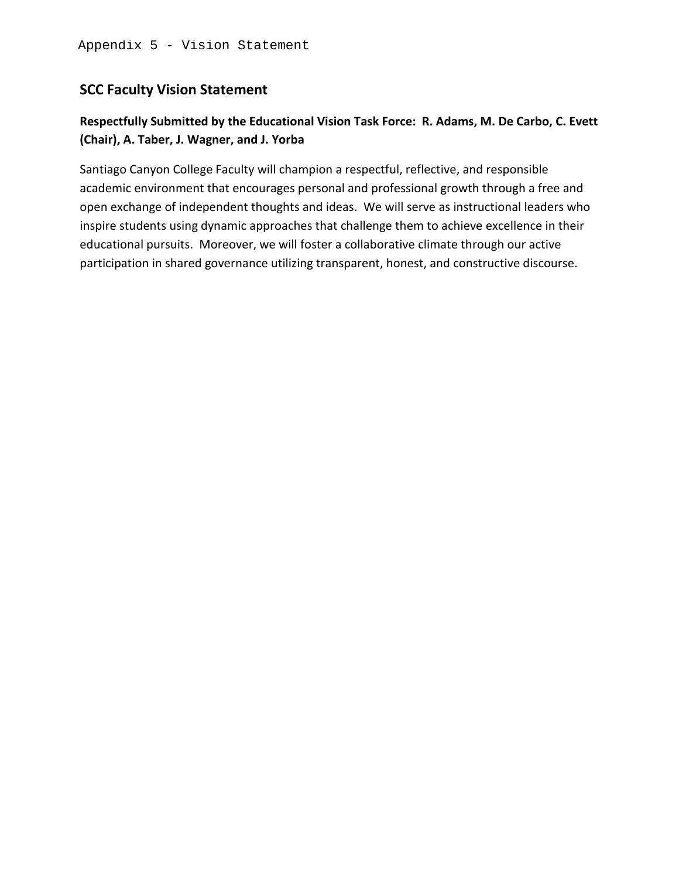Appendix 5 - Vision Statement

## SCC Faculty Vision Statement

**Respectfully Submitted by the Educational Vision Task Force: R. Adams, M. De Carbo, C. Evett (Chair), A. Taber, J. Wagner, and J. Yorba**

Santiago Canyon College Faculty will champion a respectful, reflective, and responsible academic environment that encourages personal and professional growth through a free and open exchange of independent thoughts and ideas. We will serve as instructional leaders who inspire students using dynamic approaches that challenge them to achieve excellence in their educational pursuits. Moreover, we will foster a collaborative climate through our active participation in shared governance utilizing transparent, honest, and constructive discourse.